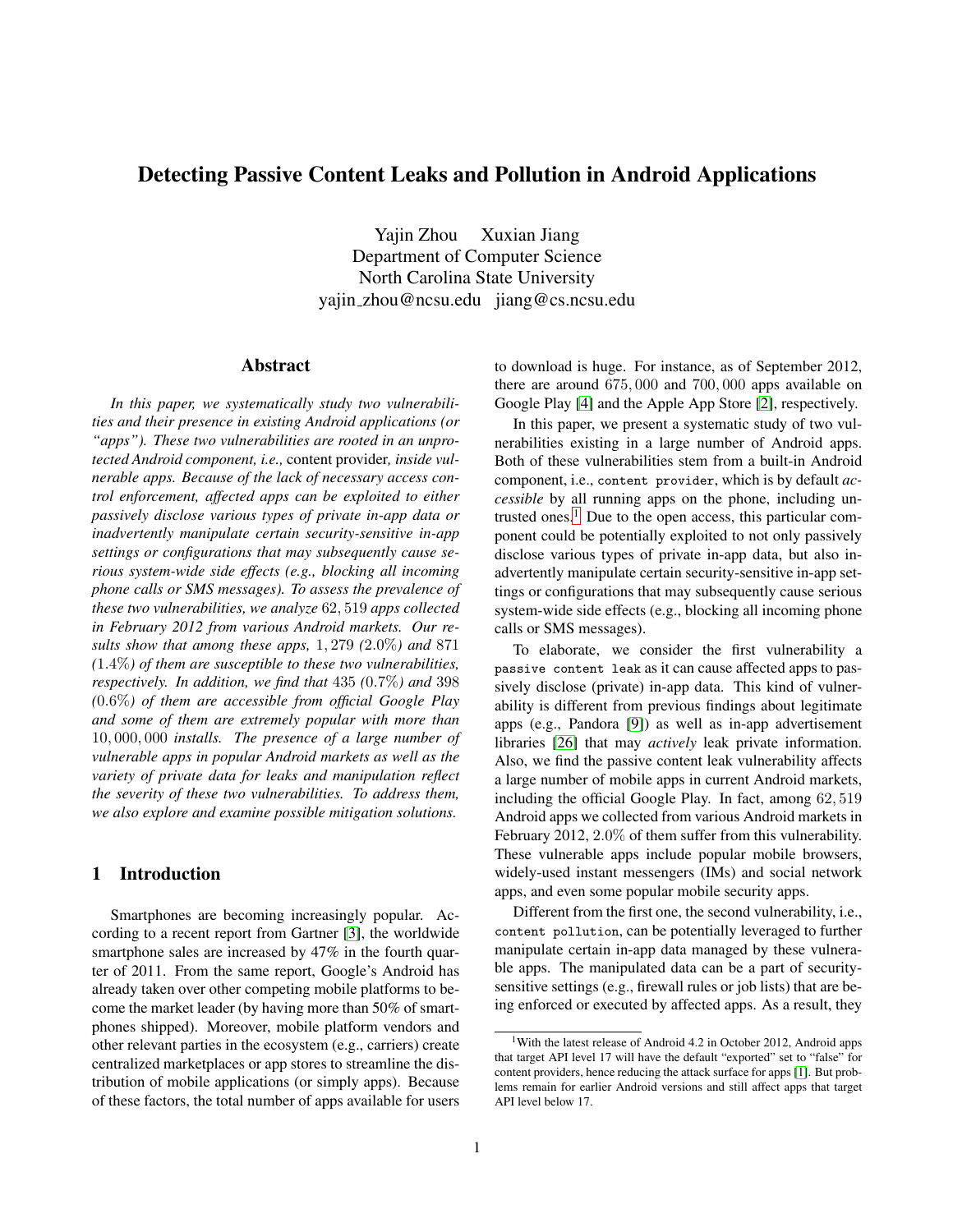# Detecting Passive Content Leaks and Pollution in Android Applications

Yajin Zhou Xuxian Jiang
Department of Computer Science
North Carolina State University
yajin_zhou@ncsu.edu jiang@cs.ncsu.edu

## Abstract

*In this paper, we systematically study two vulnerabilities and their presence in existing Android applications (or "apps"). These two vulnerabilities are rooted in an unprotected Android component, i.e.,* content provider*, inside vulnerable apps. Because of the lack of necessary access control enforcement, affected apps can be exploited to either passively disclose various types of private in-app data or inadvertently manipulate certain security-sensitive in-app settings or configurations that may subsequently cause serious system-wide side effects (e.g., blocking all incoming phone calls or SMS messages). To assess the prevalence of these two vulnerabilities, we analyze* $62,519$ *apps collected in February 2012 from various Android markets. Our results show that among these apps,* $1,279$ *(*$2.0\%$*) and* $871$ *(*$1.4\%$*) of them are susceptible to these two vulnerabilities, respectively. In addition, we find that* $435$ *(*$0.7\%$*) and* $398$ *(*$0.6\%$*) of them are accessible from official Google Play and some of them are extremely popular with more than* $10,000,000$ *installs. The presence of a large number of vulnerable apps in popular Android markets as well as the variety of private data for leaks and manipulation reflect the severity of these two vulnerabilities. To address them, we also explore and examine possible mitigation solutions.*

## 1 Introduction

Smartphones are becoming increasingly popular. According to a recent report from Gartner [3], the worldwide smartphone sales are increased by 47% in the fourth quarter of 2011. From the same report, Google's Android has already taken over other competing mobile platforms to become the market leader (by having more than 50% of smartphones shipped). Moreover, mobile platform vendors and other relevant parties in the ecosystem (e.g., carriers) create centralized marketplaces or app stores to streamline the distribution of mobile applications (or simply apps). Because of these factors, the total number of apps available for users to download is huge. For instance, as of September 2012, there are around $675,000$ and $700,000$ apps available on Google Play [4] and the Apple App Store [2], respectively.

In this paper, we present a systematic study of two vulnerabilities existing in a large number of Android apps. Both of these vulnerabilities stem from a built-in Android component, i.e., `content provider`, which is by default *accessible* by all running apps on the phone, including untrusted ones.[1] Due to the open access, this particular component could be potentially exploited to not only passively disclose various types of private in-app data, but also inadvertently manipulate certain security-sensitive in-app settings or configurations that may subsequently cause serious system-wide side effects (e.g., blocking all incoming phone calls or SMS messages).

To elaborate, we consider the first vulnerability a `passive content leak` as it can cause affected apps to passively disclose (private) in-app data. This kind of vulnerability is different from previous findings about legitimate apps (e.g., Pandora [9]) as well as in-app advertisement libraries [26] that may *actively* leak private information. Also, we find the passive content leak vulnerability affects a large number of mobile apps in current Android markets, including the official Google Play. In fact, among $62,519$ Android apps we collected from various Android markets in February 2012, $2.0\%$ of them suffer from this vulnerability. These vulnerable apps include popular mobile browsers, widely-used instant messengers (IMs) and social network apps, and even some popular mobile security apps.

Different from the first one, the second vulnerability, i.e., `content pollution`, can be potentially leveraged to further manipulate certain in-app data managed by these vulnerable apps. The manipulated data can be a part of security-sensitive settings (e.g., firewall rules or job lists) that are being enforced or executed by affected apps. As a result, they

[1] With the latest release of Android 4.2 in October 2012, Android apps that target API level 17 will have the default "exported" set to "false" for content providers, hence reducing the attack surface for apps [1]. But problems remain for earlier Android versions and still affect apps that target API level below 17.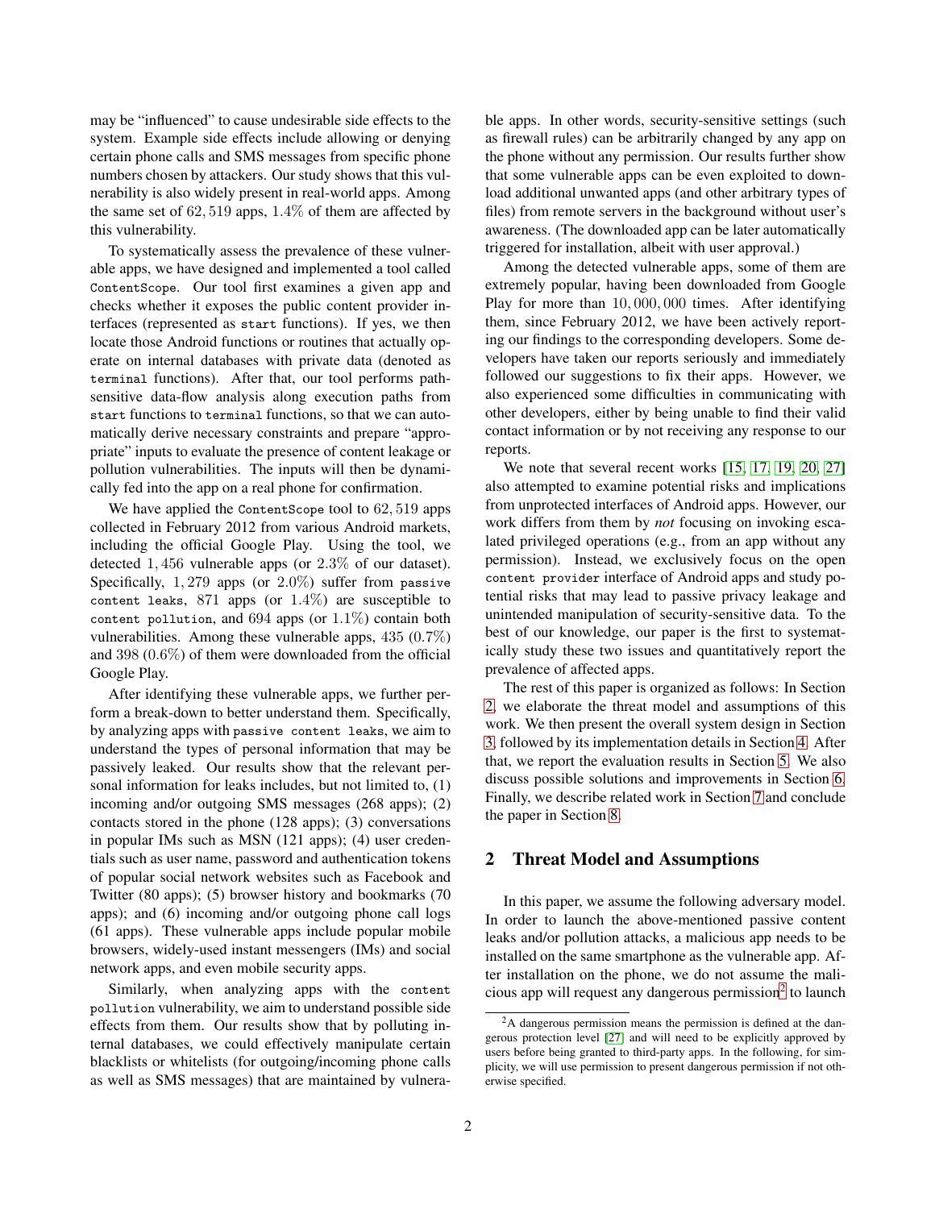may be "influenced" to cause undesirable side effects to the system. Example side effects include allowing or denying certain phone calls and SMS messages from specific phone numbers chosen by attackers. Our study shows that this vulnerability is also widely present in real-world apps. Among the same set of $62,519$ apps, $1.4\%$ of them are affected by this vulnerability.

To systematically assess the prevalence of these vulnerable apps, we have designed and implemented a tool called `ContentScope`. Our tool first examines a given app and checks whether it exposes the public content provider interfaces (represented as `start` functions). If yes, we then locate those Android functions or routines that actually operate on internal databases with private data (denoted as `terminal` functions). After that, our tool performs path-sensitive data-flow analysis along execution paths from `start` functions to `terminal` functions, so that we can automatically derive necessary constraints and prepare "appropriate" inputs to evaluate the presence of content leakage or pollution vulnerabilities. The inputs will then be dynamically fed into the app on a real phone for confirmation.

We have applied the `ContentScope` tool to $62,519$ apps collected in February 2012 from various Android markets, including the official Google Play. Using the tool, we detected $1,456$ vulnerable apps (or $2.3\%$ of our dataset). Specifically, $1,279$ apps (or $2.0\%$) suffer from `passive content leaks`, $871$ apps (or $1.4\%$) are susceptible to `content pollution`, and $694$ apps (or $1.1\%$) contain both vulnerabilities. Among these vulnerable apps, $435$ ($0.7\%$) and $398$ ($0.6\%$) of them were downloaded from the official Google Play.

After identifying these vulnerable apps, we further perform a break-down to better understand them. Specifically, by analyzing apps with `passive content leaks`, we aim to understand the types of personal information that may be passively leaked. Our results show that the relevant personal information for leaks includes, but not limited to, (1) incoming and/or outgoing SMS messages (268 apps); (2) contacts stored in the phone (128 apps); (3) conversations in popular IMs such as MSN (121 apps); (4) user credentials such as user name, password and authentication tokens of popular social network websites such as Facebook and Twitter (80 apps); (5) browser history and bookmarks (70 apps); and (6) incoming and/or outgoing phone call logs (61 apps). These vulnerable apps include popular mobile browsers, widely-used instant messengers (IMs) and social network apps, and even mobile security apps.

Similarly, when analyzing apps with the `content pollution` vulnerability, we aim to understand possible side effects from them. Our results show that by polluting internal databases, we could effectively manipulate certain blacklists or whitelists (for outgoing/incoming phone calls as well as SMS messages) that are maintained by vulnerable apps. In other words, security-sensitive settings (such as firewall rules) can be arbitrarily changed by any app on the phone without any permission. Our results further show that some vulnerable apps can be even exploited to download additional unwanted apps (and other arbitrary types of files) from remote servers in the background without user's awareness. (The downloaded app can be later automatically triggered for installation, albeit with user approval.)

Among the detected vulnerable apps, some of them are extremely popular, having been downloaded from Google Play for more than $10,000,000$ times. After identifying them, since February 2012, we have been actively reporting our findings to the corresponding developers. Some developers have taken our reports seriously and immediately followed our suggestions to fix their apps. However, we also experienced some difficulties in communicating with other developers, either by being unable to find their valid contact information or by not receiving any response to our reports.

We note that several recent works [15, 17, 19, 20, 27] also attempted to examine potential risks and implications from unprotected interfaces of Android apps. However, our work differs from them by *not* focusing on invoking escalated privileged operations (e.g., from an app without any permission). Instead, we exclusively focus on the open `content provider` interface of Android apps and study potential risks that may lead to passive privacy leakage and unintended manipulation of security-sensitive data. To the best of our knowledge, our paper is the first to systematically study these two issues and quantitatively report the prevalence of affected apps.

The rest of this paper is organized as follows: In Section 2, we elaborate the threat model and assumptions of this work. We then present the overall system design in Section 3, followed by its implementation details in Section 4. After that, we report the evaluation results in Section 5. We also discuss possible solutions and improvements in Section 6. Finally, we describe related work in Section 7 and conclude the paper in Section 8.

## 2 Threat Model and Assumptions

In this paper, we assume the following adversary model. In order to launch the above-mentioned passive content leaks and/or pollution attacks, a malicious app needs to be installed on the same smartphone as the vulnerable app. After installation on the phone, we do not assume the malicious app will request any dangerous permission[2] to launch

[2] A dangerous permission means the permission is defined at the dangerous protection level [27] and will need to be explicitly approved by users before being granted to third-party apps. In the following, for simplicity, we will use permission to present dangerous permission if not otherwise specified.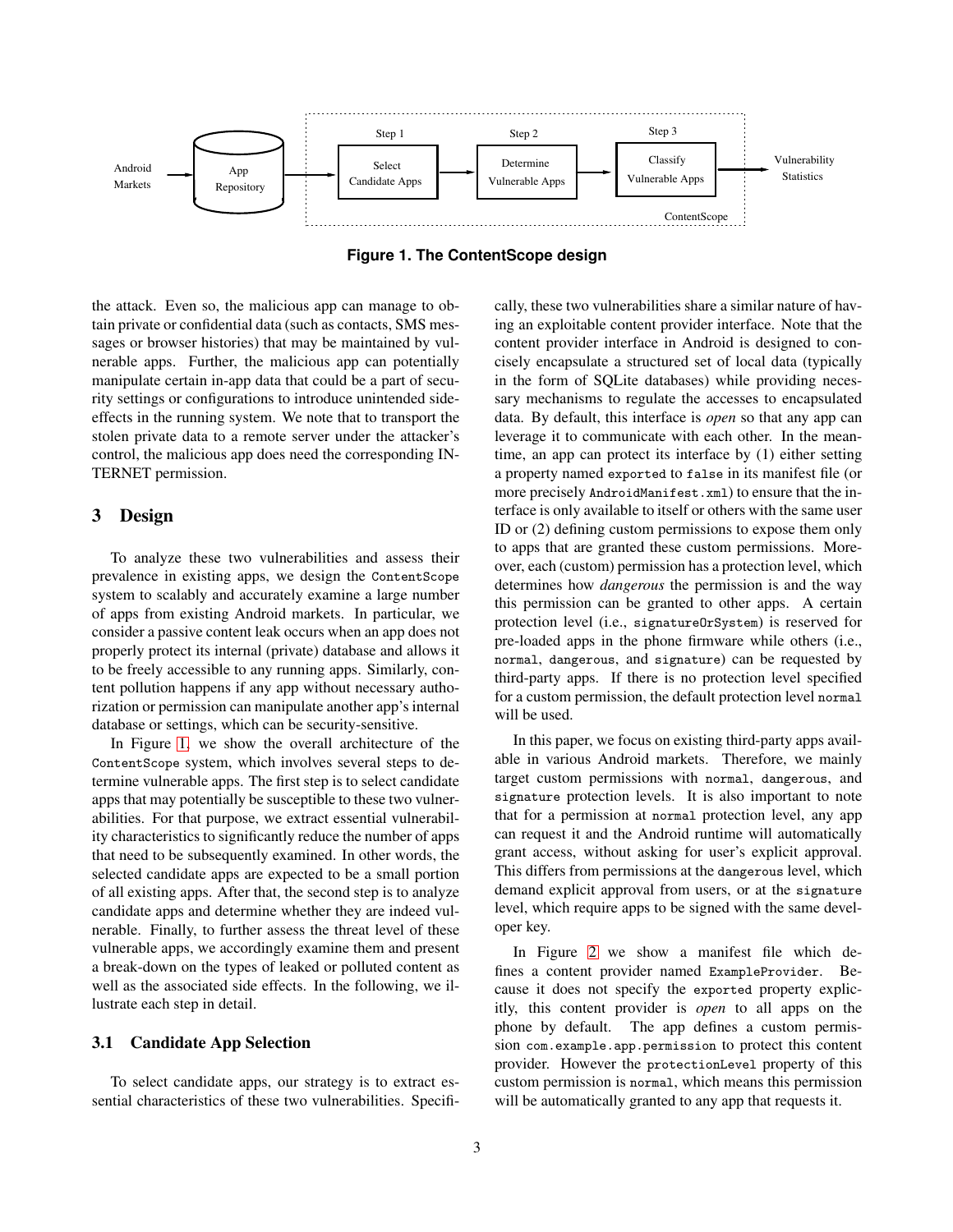**Figure 1. The ContentScope design**

the attack. Even so, the malicious app can manage to obtain private or confidential data (such as contacts, SMS messages or browser histories) that may be maintained by vulnerable apps. Further, the malicious app can potentially manipulate certain in-app data that could be a part of security settings or configurations to introduce unintended side-effects in the running system. We note that to transport the stolen private data to a remote server under the attacker's control, the malicious app does need the corresponding INTERNET permission.

## 3 Design

To analyze these two vulnerabilities and assess their prevalence in existing apps, we design the `ContentScope` system to scalably and accurately examine a large number of apps from existing Android markets. In particular, we consider a passive content leak occurs when an app does not properly protect its internal (private) database and allows it to be freely accessible to any running apps. Similarly, content pollution happens if any app without necessary authorization or permission can manipulate another app's internal database or settings, which can be security-sensitive.

In Figure 1, we show the overall architecture of the `ContentScope` system, which involves several steps to determine vulnerable apps. The first step is to select candidate apps that may potentially be susceptible to these two vulnerabilities. For that purpose, we extract essential vulnerability characteristics to significantly reduce the number of apps that need to be subsequently examined. In other words, the selected candidate apps are expected to be a small portion of all existing apps. After that, the second step is to analyze candidate apps and determine whether they are indeed vulnerable. Finally, to further assess the threat level of these vulnerable apps, we accordingly examine them and present a break-down on the types of leaked or polluted content as well as the associated side effects. In the following, we illustrate each step in detail.

### 3.1 Candidate App Selection

To select candidate apps, our strategy is to extract essential characteristics of these two vulnerabilities. Specifically, these two vulnerabilities share a similar nature of having an exploitable content provider interface. Note that the content provider interface in Android is designed to concisely encapsulate a structured set of local data (typically in the form of SQLite databases) while providing necessary mechanisms to regulate the accesses to encapsulated data. By default, this interface is *open* so that any app can leverage it to communicate with each other. In the meantime, an app can protect its interface by (1) either setting a property named `exported` to `false` in its manifest file (or more precisely `AndroidManifest.xml`) to ensure that the interface is only available to itself or others with the same user ID or (2) defining custom permissions to expose them only to apps that are granted these custom permissions. Moreover, each (custom) permission has a protection level, which determines how *dangerous* the permission is and the way this permission can be granted to other apps. A certain protection level (i.e., `signatureOrSystem`) is reserved for pre-loaded apps in the phone firmware while others (i.e., `normal`, `dangerous`, and `signature`) can be requested by third-party apps. If there is no protection level specified for a custom permission, the default protection level `normal` will be used.

In this paper, we focus on existing third-party apps available in various Android markets. Therefore, we mainly target custom permissions with `normal`, `dangerous`, and `signature` protection levels. It is also important to note that for a permission at `normal` protection level, any app can request it and the Android runtime will automatically grant access, without asking for user's explicit approval. This differs from permissions at the `dangerous` level, which demand explicit approval from users, or at the `signature` level, which require apps to be signed with the same developer key.

In Figure 2 we show a manifest file which defines a content provider named `ExampleProvider`. Because it does not specify the `exported` property explicitly, this content provider is *open* to all apps on the phone by default. The app defines a custom permission `com.example.app.permission` to protect this content provider. However the `protectionLevel` property of this custom permission is `normal`, which means this permission will be automatically granted to any app that requests it.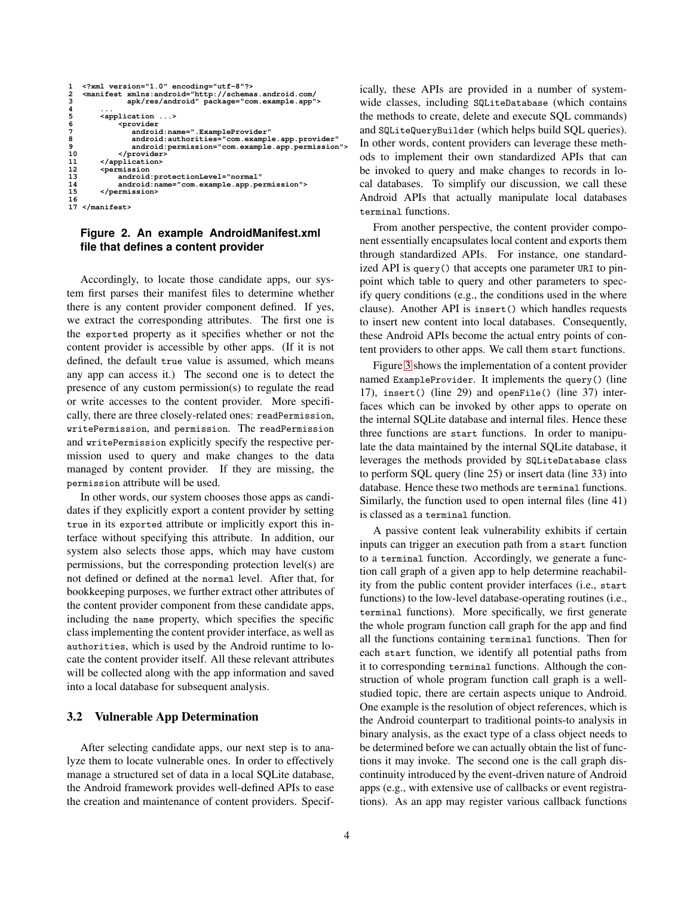```
1  <?xml version="1.0" encoding="utf-8"?>
2  <manifest xmlns:android="http://schemas.android.com/
3            apk/res/android" package="com.example.app">
4      ...
5      <application ...>
6          <provider
7            android:name=".ExampleProvider"
8            android:authorities="com.example.app.provider"
9            android:permission="com.example.app.permission">
10         </provider>
11     </application>
12     <permission
13         android:protectionLevel="normal"
14         android:name="com.example.app.permission">
15     </permission>
16
17 </manifest>
```

**Figure 2. An example AndroidManifest.xml file that defines a content provider**

Accordingly, to locate those candidate apps, our system first parses their manifest files to determine whether there is any content provider component defined. If yes, we extract the corresponding attributes. The first one is the `exported` property as it specifies whether or not the content provider is accessible by other apps. (If it is not defined, the default `true` value is assumed, which means any app can access it.) The second one is to detect the presence of any custom permission(s) to regulate the read or write accesses to the content provider. More specifically, there are three closely-related ones: `readPermission`, `writePermission`, and `permission`. The `readPermission` and `writePermission` explicitly specify the respective permission used to query and make changes to the data managed by content provider. If they are missing, the `permission` attribute will be used.

In other words, our system chooses those apps as candidates if they explicitly export a content provider by setting `true` in its `exported` attribute or implicitly export this interface without specifying this attribute. In addition, our system also selects those apps, which may have custom permissions, but the corresponding protection level(s) are not defined or defined at the `normal` level. After that, for bookkeeping purposes, we further extract other attributes of the content provider component from these candidate apps, including the `name` property, which specifies the specific class implementing the content provider interface, as well as `authorities`, which is used by the Android runtime to locate the content provider itself. All these relevant attributes will be collected along with the app information and saved into a local database for subsequent analysis.

### 3.2 Vulnerable App Determination

After selecting candidate apps, our next step is to analyze them to locate vulnerable ones. In order to effectively manage a structured set of data in a local SQLite database, the Android framework provides well-defined APIs to ease the creation and maintenance of content providers. Specifically, these APIs are provided in a number of system-wide classes, including `SQLiteDatabase` (which contains the methods to create, delete and execute SQL commands) and `SQLiteQueryBuilder` (which helps build SQL queries). In other words, content providers can leverage these methods to implement their own standardized APIs that can be invoked to query and make changes to records in local databases. To simplify our discussion, we call these Android APIs that actually manipulate local databases `terminal` functions.

From another perspective, the content provider component essentially encapsulates local content and exports them through standardized APIs. For instance, one standardized API is `query()` that accepts one parameter `URI` to pinpoint which table to query and other parameters to specify query conditions (e.g., the conditions used in the where clause). Another API is `insert()` which handles requests to insert new content into local databases. Consequently, these Android APIs become the actual entry points of content providers to other apps. We call them `start` functions.

Figure 3 shows the implementation of a content provider named `ExampleProvider`. It implements the `query()` (line 17), `insert()` (line 29) and `openFile()` (line 37) interfaces which can be invoked by other apps to operate on the internal SQLite database and internal files. Hence these three functions are `start` functions. In order to manipulate the data maintained by the internal SQLite database, it leverages the methods provided by `SQLiteDatabase` class to perform SQL query (line 25) or insert data (line 33) into database. Hence these two methods are `terminal` functions. Similarly, the function used to open internal files (line 41) is classed as a `terminal` function.

A passive content leak vulnerability exhibits if certain inputs can trigger an execution path from a `start` function to a `terminal` function. Accordingly, we generate a function call graph of a given app to help determine reachability from the public content provider interfaces (i.e., `start` functions) to the low-level database-operating routines (i.e., `terminal` functions). More specifically, we first generate the whole program function call graph for the app and find all the functions containing `terminal` functions. Then for each `start` function, we identify all potential paths from it to corresponding `terminal` functions. Although the construction of whole program function call graph is a well-studied topic, there are certain aspects unique to Android. One example is the resolution of object references, which is the Android counterpart to traditional points-to analysis in binary analysis, as the exact type of a class object needs to be determined before we can actually obtain the list of functions it may invoke. The second one is the call graph discontinuity introduced by the event-driven nature of Android apps (e.g., with extensive use of callbacks or event registrations). As an app may register various callback functions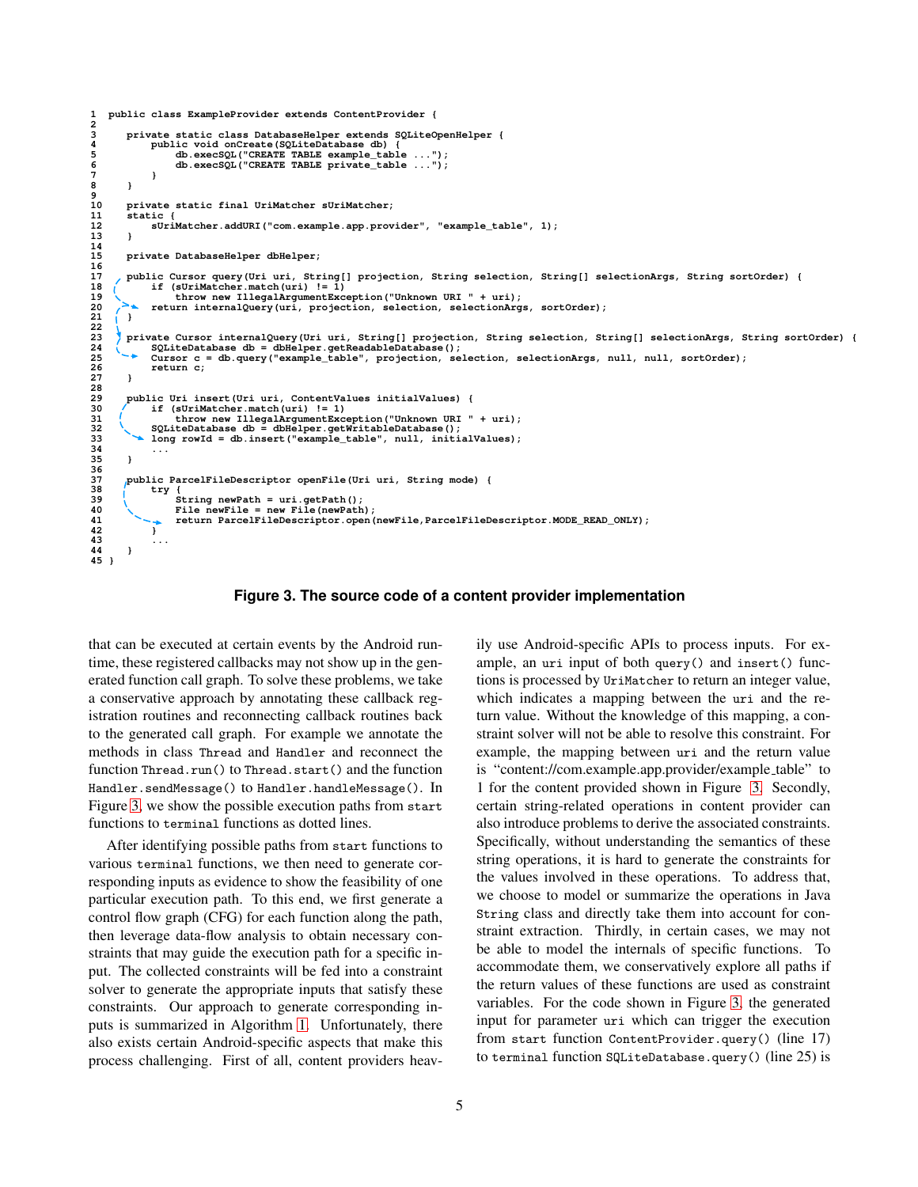```java
1  public class ExampleProvider extends ContentProvider {
2
3      private static class DatabaseHelper extends SQLiteOpenHelper {
4          public void onCreate(SQLiteDatabase db) {
5              db.execSQL("CREATE TABLE example_table ...");
6              db.execSQL("CREATE TABLE private_table ...");
7          }
8      }
9
10     private static final UriMatcher sUriMatcher;
11     static {
12         sUriMatcher.addURI("com.example.app.provider", "example_table", 1);
13     }
14
15     private DatabaseHelper dbHelper;
16
17     public Cursor query(Uri uri, String[] projection, String selection, String[] selectionArgs, String sortOrder) {
18         if (sUriMatcher.match(uri) != 1)
19             throw new IllegalArgumentException("Unknown URI " + uri);
20         return internalQuery(uri, projection, selection, selectionArgs, sortOrder);
21     }
22
23     private Cursor internalQuery(Uri uri, String[] projection, String selection, String[] selectionArgs, String sortOrder) {
24         SQLiteDatabase db = dbHelper.getReadableDatabase();
25         Cursor c = db.query("example_table", projection, selection, selectionArgs, null, null, sortOrder);
26         return c;
27     }
28
29     public Uri insert(Uri uri, ContentValues initialValues) {
30         if (sUriMatcher.match(uri) != 1)
31             throw new IllegalArgumentException("Unknown URI " + uri);
32         SQLiteDatabase db = dbHelper.getWritableDatabase();
33         long rowId = db.insert("example_table", null, initialValues);
34         ...
35     }
36
37     public ParcelFileDescriptor openFile(Uri uri, String mode) {
38         try {
39             String newPath = uri.getPath();
40             File newFile = new File(newPath);
41             return ParcelFileDescriptor.open(newFile,ParcelFileDescriptor.MODE_READ_ONLY);
42         }
43         ...
44     }
45 }
```

**Figure 3. The source code of a content provider implementation**

that can be executed at certain events by the Android runtime, these registered callbacks may not show up in the generated function call graph. To solve these problems, we take a conservative approach by annotating these callback registration routines and reconnecting callback routines back to the generated call graph. For example we annotate the methods in class `Thread` and `Handler` and reconnect the function `Thread.run()` to `Thread.start()` and the function `Handler.sendMessage()` to `Handler.handleMessage()`. In Figure 3, we show the possible execution paths from `start` functions to `terminal` functions as dotted lines.

After identifying possible paths from `start` functions to various `terminal` functions, we then need to generate corresponding inputs as evidence to show the feasibility of one particular execution path. To this end, we first generate a control flow graph (CFG) for each function along the path, then leverage data-flow analysis to obtain necessary constraints that may guide the execution path for a specific input. The collected constraints will be fed into a constraint solver to generate the appropriate inputs that satisfy these constraints. Our approach to generate corresponding inputs is summarized in Algorithm 1. Unfortunately, there also exists certain Android-specific aspects that make this process challenging. First of all, content providers heavily use Android-specific APIs to process inputs. For example, an `uri` input of both `query()` and `insert()` functions is processed by `UriMatcher` to return an integer value, which indicates a mapping between the `uri` and the return value. Without the knowledge of this mapping, a constraint solver will not be able to resolve this constraint. For example, the mapping between `uri` and the return value is "content://com.example.app.provider/example_table" to 1 for the content provided shown in Figure 3. Secondly, certain string-related operations in content provider can also introduce problems to derive the associated constraints. Specifically, without understanding the semantics of these string operations, it is hard to generate the constraints for the values involved in these operations. To address that, we choose to model or summarize the operations in Java `String` class and directly take them into account for constraint extraction. Thirdly, in certain cases, we may not be able to model the internals of specific functions. To accommodate them, we conservatively explore all paths if the return values of these functions are used as constraint variables. For the code shown in Figure 3, the generated input for parameter `uri` which can trigger the execution from `start` function `ContentProvider.query()` (line 17) to `terminal` function `SQLiteDatabase.query()` (line 25) is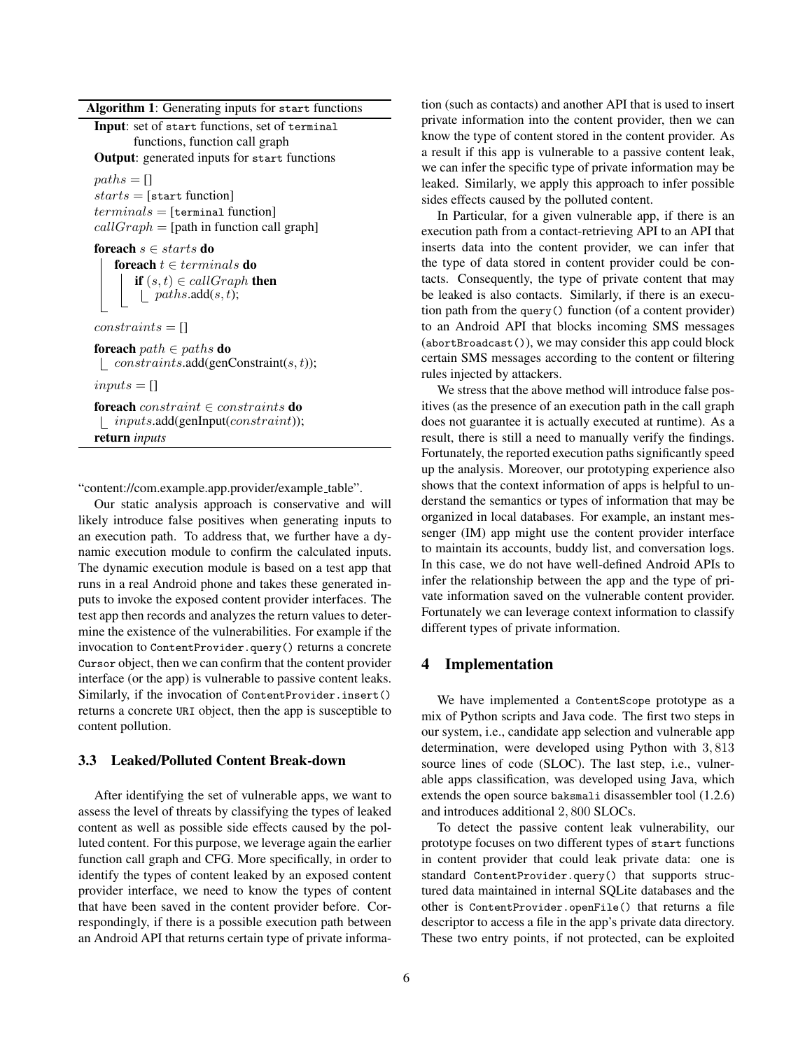**Algorithm 1**: Generating inputs for `start` functions

```
Input: set of start functions, set of terminal
       functions, function call graph
Output: generated inputs for start functions

paths = []
starts = [start function]
terminals = [terminal function]
callGraph = [path in function call graph]

foreach s ∈ starts do
    foreach t ∈ terminals do
        if (s, t) ∈ callGraph then
            paths.add(s, t);

constraints = []

foreach path ∈ paths do
    constraints.add(genConstraint(s, t));

inputs = []

foreach constraint ∈ constraints do
    inputs.add(genInput(constraint));
return inputs
```

"content://com.example.app.provider/example_table".

Our static analysis approach is conservative and will likely introduce false positives when generating inputs to an execution path. To address that, we further have a dynamic execution module to confirm the calculated inputs. The dynamic execution module is based on a test app that runs in a real Android phone and takes these generated inputs to invoke the exposed content provider interfaces. The test app then records and analyzes the return values to determine the existence of the vulnerabilities. For example if the invocation to `ContentProvider.query()` returns a concrete `Cursor` object, then we can confirm that the content provider interface (or the app) is vulnerable to passive content leaks. Similarly, if the invocation of `ContentProvider.insert()` returns a concrete `URI` object, then the app is susceptible to content pollution.

### 3.3 Leaked/Polluted Content Break-down

After identifying the set of vulnerable apps, we want to assess the level of threats by classifying the types of leaked content as well as possible side effects caused by the polluted content. For this purpose, we leverage again the earlier function call graph and CFG. More specifically, in order to identify the types of content leaked by an exposed content provider interface, we need to know the types of content that have been saved in the content provider before. Correspondingly, if there is a possible execution path between an Android API that returns certain type of private information (such as contacts) and another API that is used to insert private information into the content provider, then we can know the type of content stored in the content provider. As a result if this app is vulnerable to a passive content leak, we can infer the specific type of private information may be leaked. Similarly, we apply this approach to infer possible sides effects caused by the polluted content.

In Particular, for a given vulnerable app, if there is an execution path from a contact-retrieving API to an API that inserts data into the content provider, we can infer that the type of data stored in content provider could be contacts. Consequently, the type of private content that may be leaked is also contacts. Similarly, if there is an execution path from the `query()` function (of a content provider) to an Android API that blocks incoming SMS messages (`abortBroadcast()`), we may consider this app could block certain SMS messages according to the content or filtering rules injected by attackers.

We stress that the above method will introduce false positives (as the presence of an execution path in the call graph does not guarantee it is actually executed at runtime). As a result, there is still a need to manually verify the findings. Fortunately, the reported execution paths significantly speed up the analysis. Moreover, our prototyping experience also shows that the context information of apps is helpful to understand the semantics or types of information that may be organized in local databases. For example, an instant messenger (IM) app might use the content provider interface to maintain its accounts, buddy list, and conversation logs. In this case, we do not have well-defined Android APIs to infer the relationship between the app and the type of private information saved on the vulnerable content provider. Fortunately we can leverage context information to classify different types of private information.

## 4 Implementation

We have implemented a `ContentScope` prototype as a mix of Python scripts and Java code. The first two steps in our system, i.e., candidate app selection and vulnerable app determination, were developed using Python with $3,813$ source lines of code (SLOC). The last step, i.e., vulnerable apps classification, was developed using Java, which extends the open source `baksmali` disassembler tool $(1.2.6)$ and introduces additional $2,800$ SLOCs.

To detect the passive content leak vulnerability, our prototype focuses on two different types of `start` functions in content provider that could leak private data: one is standard `ContentProvider.query()` that supports structured data maintained in internal SQLite databases and the other is `ContentProvider.openFile()` that returns a file descriptor to access a file in the app's private data directory. These two entry points, if not protected, can be exploited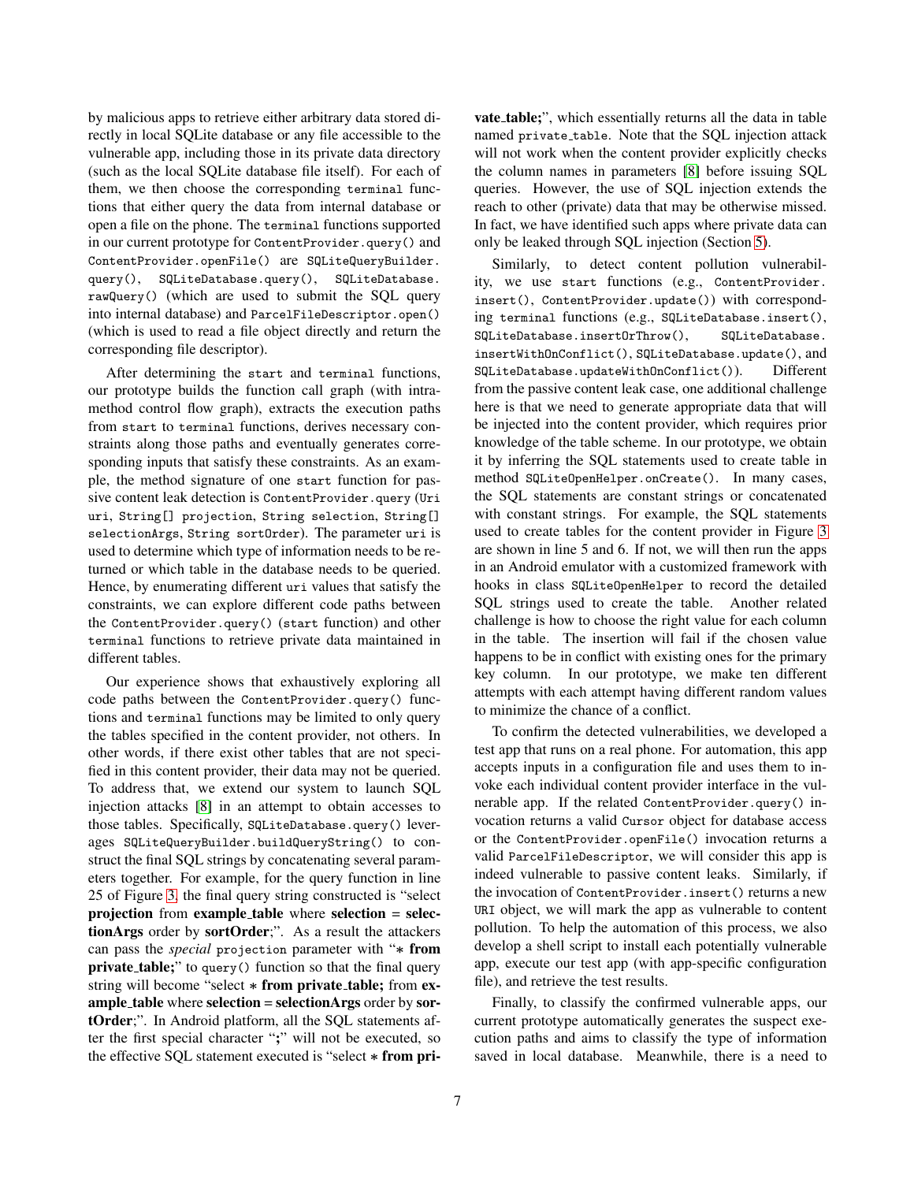by malicious apps to retrieve either arbitrary data stored directly in local SQLite database or any file accessible to the vulnerable app, including those in its private data directory (such as the local SQLite database file itself). For each of them, we then choose the corresponding `terminal` functions that either query the data from internal database or open a file on the phone. The `terminal` functions supported in our current prototype for `ContentProvider.query()` and `ContentProvider.openFile()` are `SQLiteQueryBuilder.query()`, `SQLiteDatabase.query()`, `SQLiteDatabase.rawQuery()` (which are used to submit the SQL query into internal database) and `ParcelFileDescriptor.open()` (which is used to read a file object directly and return the corresponding file descriptor).

After determining the `start` and `terminal` functions, our prototype builds the function call graph (with intra-method control flow graph), extracts the execution paths from `start` to `terminal` functions, derives necessary constraints along those paths and eventually generates corresponding inputs that satisfy these constraints. As an example, the method signature of one `start` function for passive content leak detection is `ContentProvider.query (Uri uri, String[] projection, String selection, String[] selectionArgs, String sortOrder)`. The parameter `uri` is used to determine which type of information needs to be returned or which table in the database needs to be queried. Hence, by enumerating different `uri` values that satisfy the constraints, we can explore different code paths between the `ContentProvider.query()` (`start` function) and other `terminal` functions to retrieve private data maintained in different tables.

Our experience shows that exhaustively exploring all code paths between the `ContentProvider.query()` functions and `terminal` functions may be limited to only query the tables specified in the content provider, not others. In other words, if there exist other tables that are not specified in this content provider, their data may not be queried. To address that, we extend our system to launch SQL injection attacks [8] in an attempt to obtain accesses to those tables. Specifically, `SQLiteDatabase.query()` leverages `SQLiteQueryBuilder.buildQueryString()` to construct the final SQL strings by concatenating several parameters together. For example, for the query function in line 25 of Figure 3, the final query string constructed is "select **projection** from **example_table** where **selection** = **selectionArgs** order by **sortOrder**;". As a result the attackers can pass the *special* `projection` parameter with "* **from private_table;**" to `query()` function so that the final query string will become "select * **from private_table;** from **example_table** where **selection** = **selectionArgs** order by **sortOrder**;". In Android platform, all the SQL statements after the first special character "**;**" will not be executed, so the effective SQL statement executed is "select * **from private_table;**", which essentially returns all the data in table named `private_table`. Note that the SQL injection attack will not work when the content provider explicitly checks the column names in parameters [8] before issuing SQL queries. However, the use of SQL injection extends the reach to other (private) data that may be otherwise missed. In fact, we have identified such apps where private data can only be leaked through SQL injection (Section 5).

Similarly, to detect content pollution vulnerability, we use `start` functions (e.g., `ContentProvider.insert()`, `ContentProvider.update()`) with corresponding `terminal` functions (e.g., `SQLiteDatabase.insert()`, `SQLiteDatabase.insertOrThrow()`, `SQLiteDatabase.insertWithOnConflict()`, `SQLiteDatabase.update()`, and `SQLiteDatabase.updateWithOnConflict()`). Different from the passive content leak case, one additional challenge here is that we need to generate appropriate data that will be injected into the content provider, which requires prior knowledge of the table scheme. In our prototype, we obtain it by inferring the SQL statements used to create table in method `SQLiteOpenHelper.onCreate()`. In many cases, the SQL statements are constant strings or concatenated with constant strings. For example, the SQL statements used to create tables for the content provider in Figure 3 are shown in line 5 and 6. If not, we will then run the apps in an Android emulator with a customized framework with hooks in class `SQLiteOpenHelper` to record the detailed SQL strings used to create the table. Another related challenge is how to choose the right value for each column in the table. The insertion will fail if the chosen value happens to be in conflict with existing ones for the primary key column. In our prototype, we make ten different attempts with each attempt having different random values to minimize the chance of a conflict.

To confirm the detected vulnerabilities, we developed a test app that runs on a real phone. For automation, this app accepts inputs in a configuration file and uses them to invoke each individual content provider interface in the vulnerable app. If the related `ContentProvider.query()` invocation returns a valid `Cursor` object for database access or the `ContentProvider.openFile()` invocation returns a valid `ParcelFileDescriptor`, we will consider this app is indeed vulnerable to passive content leaks. Similarly, if the invocation of `ContentProvider.insert()` returns a new `URI` object, we will mark the app as vulnerable to content pollution. To help the automation of this process, we also develop a shell script to install each potentially vulnerable app, execute our test app (with app-specific configuration file), and retrieve the test results.

Finally, to classify the confirmed vulnerable apps, our current prototype automatically generates the suspect execution paths and aims to classify the type of information saved in local database. Meanwhile, there is a need to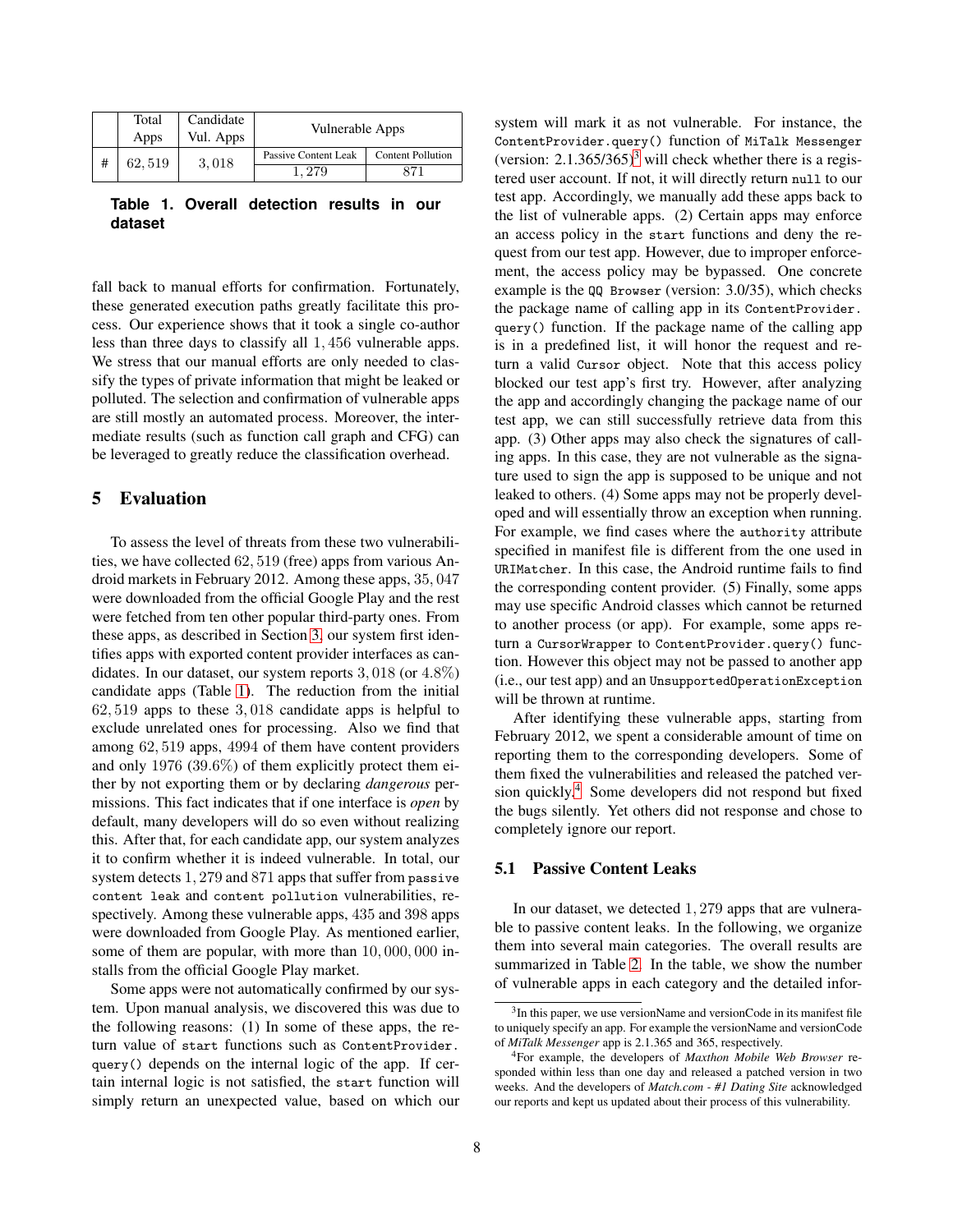|  | Total Apps | Candidate Vul. Apps | Vulnerable Apps |  |
|---|---|---|---|---|
|  |  |  | Passive Content Leak | Content Pollution |
| # | 62,519 | 3,018 | 1,279 | 871 |

**Table 1. Overall detection results in our dataset**

fall back to manual efforts for confirmation. Fortunately, these generated execution paths greatly facilitate this process. Our experience shows that it took a single co-author less than three days to classify all 1,456 vulnerable apps. We stress that our manual efforts are only needed to classify the types of private information that might be leaked or polluted. The selection and confirmation of vulnerable apps are still mostly an automated process. Moreover, the intermediate results (such as function call graph and CFG) can be leveraged to greatly reduce the classification overhead.

## 5 Evaluation

To assess the level of threats from these two vulnerabilities, we have collected 62,519 (free) apps from various Android markets in February 2012. Among these apps, 35,047 were downloaded from the official Google Play and the rest were fetched from ten other popular third-party ones. From these apps, as described in Section 3, our system first identifies apps with exported content provider interfaces as candidates. In our dataset, our system reports 3,018 (or 4.8%) candidate apps (Table 1). The reduction from the initial 62,519 apps to these 3,018 candidate apps is helpful to exclude unrelated ones for processing. Also we find that among 62,519 apps, 4994 of them have content providers and only 1976 (39.6%) of them explicitly protect them either by not exporting them or by declaring *dangerous* permissions. This fact indicates that if one interface is *open* by default, many developers will do so even without realizing this. After that, for each candidate app, our system analyzes it to confirm whether it is indeed vulnerable. In total, our system detects 1,279 and 871 apps that suffer from `passive content leak` and `content pollution` vulnerabilities, respectively. Among these vulnerable apps, 435 and 398 apps were downloaded from Google Play. As mentioned earlier, some of them are popular, with more than 10,000,000 installs from the official Google Play market.

Some apps were not automatically confirmed by our system. Upon manual analysis, we discovered this was due to the following reasons: (1) In some of these apps, the return value of `start` functions such as `ContentProvider.query()` depends on the internal logic of the app. If certain internal logic is not satisfied, the `start` function will simply return an unexpected value, based on which our system will mark it as not vulnerable. For instance, the `ContentProvider.query()` function of `MiTalk Messenger` (version: 2.1.365/365)[3] will check whether there is a registered user account. If not, it will directly return `null` to our test app. Accordingly, we manually add these apps back to the list of vulnerable apps. (2) Certain apps may enforce an access policy in the `start` functions and deny the request from our test app. However, due to improper enforcement, the access policy may be bypassed. One concrete example is the `QQ Browser` (version: 3.0/35), which checks the package name of calling app in its `ContentProvider.query()` function. If the package name of the calling app is in a predefined list, it will honor the request and return a valid `Cursor` object. Note that this access policy blocked our test app's first try. However, after analyzing the app and accordingly changing the package name of our test app, we can still successfully retrieve data from this app. (3) Other apps may also check the signatures of calling apps. In this case, they are not vulnerable as the signature used to sign the app is supposed to be unique and not leaked to others. (4) Some apps may not be properly developed and will essentially throw an exception when running. For example, we find cases where the `authority` attribute specified in manifest file is different from the one used in `URIMatcher`. In this case, the Android runtime fails to find the corresponding content provider. (5) Finally, some apps may use specific Android classes which cannot be returned to another process (or app). For example, some apps return a `CursorWrapper` to `ContentProvider.query()` function. However this object may not be passed to another app (i.e., our test app) and an `UnsupportedOperationException` will be thrown at runtime.

After identifying these vulnerable apps, starting from February 2012, we spent a considerable amount of time on reporting them to the corresponding developers. Some of them fixed the vulnerabilities and released the patched version quickly.[4] Some developers did not respond but fixed the bugs silently. Yet others did not response and chose to completely ignore our report.

### 5.1 Passive Content Leaks

In our dataset, we detected 1,279 apps that are vulnerable to passive content leaks. In the following, we organize them into several main categories. The overall results are summarized in Table 2. In the table, we show the number of vulnerable apps in each category and the detailed infor-

[3] In this paper, we use versionName and versionCode in its manifest file to uniquely specify an app. For example the versionName and versionCode of *MiTalk Messenger* app is 2.1.365 and 365, respectively.

[4] For example, the developers of *Maxthon Mobile Web Browser* responded within less than one day and released a patched version in two weeks. And the developers of *Match.com - #1 Dating Site* acknowledged our reports and kept us updated about their process of this vulnerability.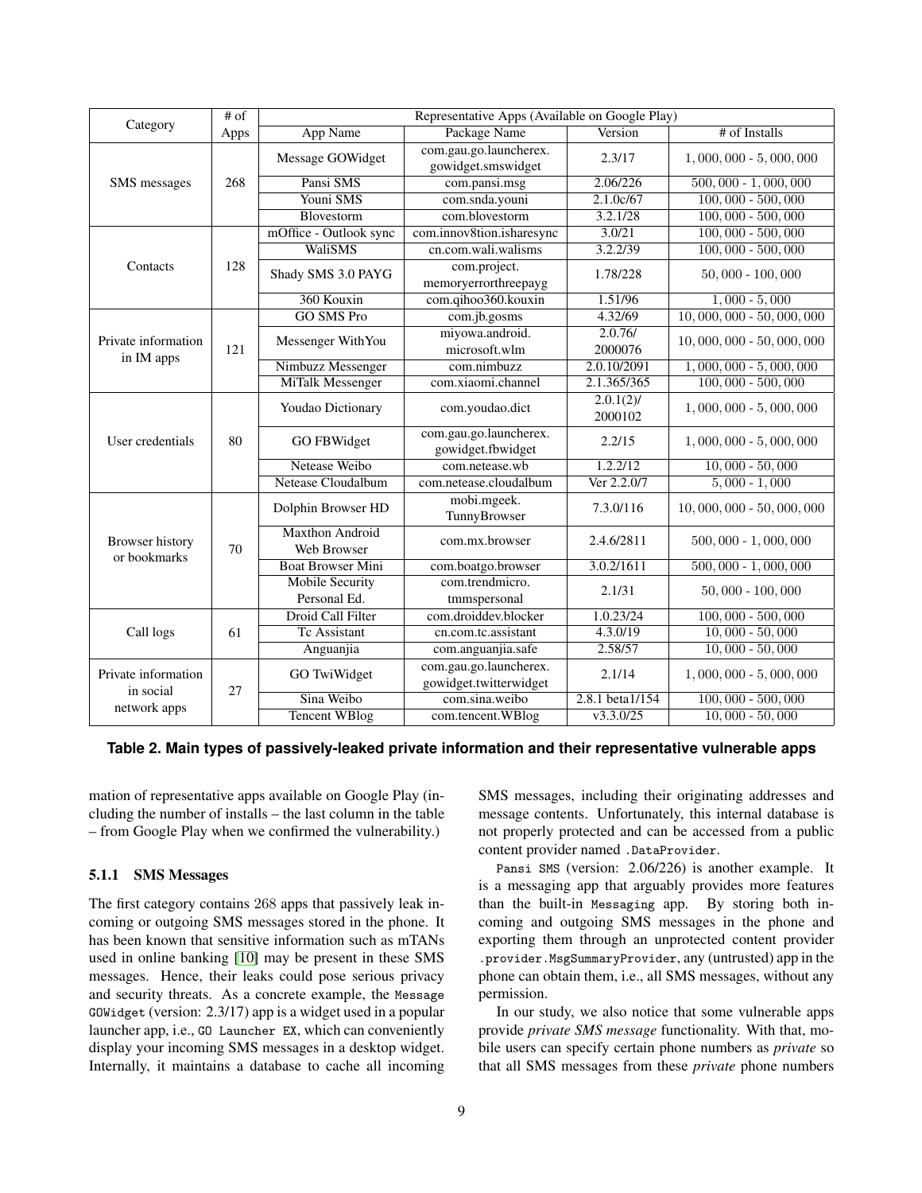| Category | # of Apps | Representative Apps (Available on Google Play) | | | |
|---|---|---|---|---|---|
| | | App Name | Package Name | Version | # of Installs |
| SMS messages | 268 | Message GOWidget | com.gau.go.launcherex.gowidget.smswidget | 2.3/17 | 1, 000, 000 - 5, 000, 000 |
| | | Pansi SMS | com.pansi.msg | 2.06/226 | 500, 000 - 1, 000, 000 |
| | | Youni SMS | com.snda.youni | 2.1.0c/67 | 100, 000 - 500, 000 |
| | | Blovestorm | com.blovestorm | 3.2.1/28 | 100, 000 - 500, 000 |
| Contacts | 128 | mOffice - Outlook sync | com.innov8tion.isharesync | 3.0/21 | 100, 000 - 500, 000 |
| | | WaliSMS | cn.com.wali.walisms | 3.2.2/39 | 100, 000 - 500, 000 |
| | | Shady SMS 3.0 PAYG | com.project.memoryerrorthreepayg | 1.78/228 | 50, 000 - 100, 000 |
| | | 360 Kouxin | com.qihoo360.kouxin | 1.51/96 | 1, 000 - 5, 000 |
| Private information in IM apps | 121 | GO SMS Pro | com.jb.gosms | 4.32/69 | 10, 000, 000 - 50, 000, 000 |
| | | Messenger WithYou | miyowa.android.microsoft.wlm | 2.0.76/2000076 | 10, 000, 000 - 50, 000, 000 |
| | | Nimbuzz Messenger | com.nimbuzz | 2.0.10/2091 | 1, 000, 000 - 5, 000, 000 |
| | | MiTalk Messenger | com.xiaomi.channel | 2.1.365/365 | 100, 000 - 500, 000 |
| User credentials | 80 | Youdao Dictionary | com.youdao.dict | 2.0.1(2)/2000102 | 1, 000, 000 - 5, 000, 000 |
| | | GO FBWidget | com.gau.go.launcherex.gowidget.fbwidget | 2.2/15 | 1, 000, 000 - 5, 000, 000 |
| | | Netease Weibo | com.netease.wb | 1.2.2/12 | 10, 000 - 50, 000 |
| | | Netease Cloudalbum | com.netease.cloudalbum | Ver 2.2.0/7 | 5, 000 - 1, 000 |
| Browser history or bookmarks | 70 | Dolphin Browser HD | mobi.mgeek.TunnyBrowser | 7.3.0/116 | 10, 000, 000 - 50, 000, 000 |
| | | Maxthon Android Web Browser | com.mx.browser | 2.4.6/2811 | 500, 000 - 1, 000, 000 |
| | | Boat Browser Mini | com.boatgo.browser | 3.0.2/1611 | 500, 000 - 1, 000, 000 |
| | | Mobile Security Personal Ed. | com.trendmicro.tmmspersonal | 2.1/31 | 50, 000 - 100, 000 |
| Call logs | 61 | Droid Call Filter | com.droiddev.blocker | 1.0.23/24 | 100, 000 - 500, 000 |
| | | Tc Assistant | cn.com.tc.assistant | 4.3.0/19 | 10, 000 - 50, 000 |
| | | Anguanjia | com.anguanjia.safe | 2.58/57 | 10, 000 - 50, 000 |
| Private information in social network apps | 27 | GO TwiWidget | com.gau.go.launcherex.gowidget.twitterwidget | 2.1/14 | 1, 000, 000 - 5, 000, 000 |
| | | Sina Weibo | com.sina.weibo | 2.8.1 beta1/154 | 100, 000 - 500, 000 |
| | | Tencent WBlog | com.tencent.WBlog | v3.3.0/25 | 10, 000 - 50, 000 |

**Table 2. Main types of passively-leaked private information and their representative vulnerable apps**

mation of representative apps available on Google Play (including the number of installs – the last column in the table – from Google Play when we confirmed the vulnerability.)

### 5.1.1 SMS Messages

The first category contains 268 apps that passively leak incoming or outgoing SMS messages stored in the phone. It has been known that sensitive information such as mTANs used in online banking [10] may be present in these SMS messages. Hence, their leaks could pose serious privacy and security threats. As a concrete example, the `Message GOWidget` (version: 2.3/17) app is a widget used in a popular launcher app, i.e., `GO Launcher EX`, which can conveniently display your incoming SMS messages in a desktop widget. Internally, it maintains a database to cache all incoming SMS messages, including their originating addresses and message contents. Unfortunately, this internal database is not properly protected and can be accessed from a public content provider named `.DataProvider`.

`Pansi SMS` (version: 2.06/226) is another example. It is a messaging app that arguably provides more features than the built-in `Messaging` app. By storing both incoming and outgoing SMS messages in the phone and exporting them through an unprotected content provider `.provider.MsgSummaryProvider`, any (untrusted) app in the phone can obtain them, i.e., all SMS messages, without any permission.

In our study, we also notice that some vulnerable apps provide *private SMS message* functionality. With that, mobile users can specify certain phone numbers as *private* so that all SMS messages from these *private* phone numbers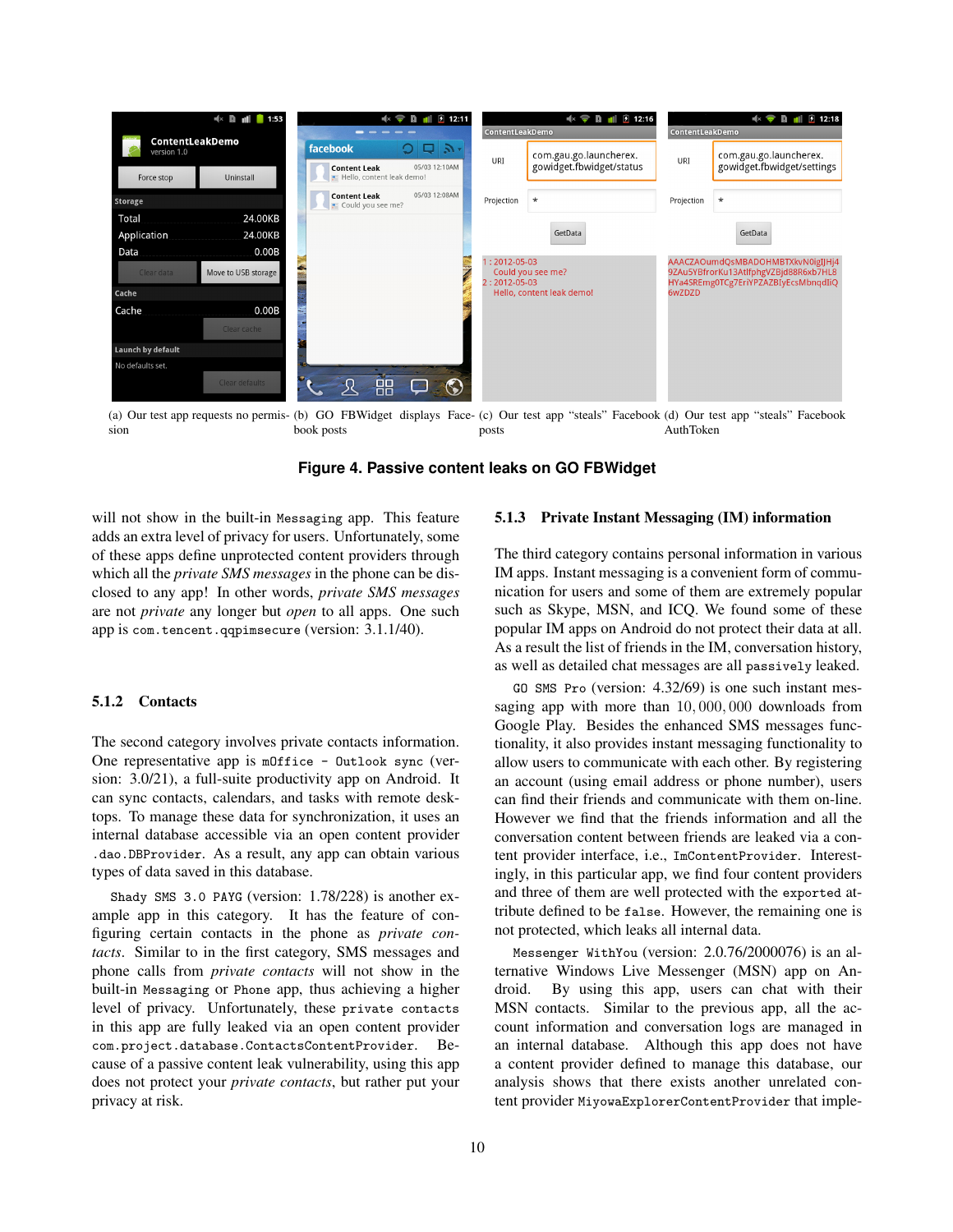(a) Our test app requests no permission (b) GO FBWidget displays Facebook posts (c) Our test app "steals" Facebook posts (d) Our test app "steals" Facebook AuthToken

**Figure 4. Passive content leaks on GO FBWidget**

will not show in the built-in `Messaging` app. This feature adds an extra level of privacy for users. Unfortunately, some of these apps define unprotected content providers through which all the *private SMS messages* in the phone can be disclosed to any app! In other words, *private SMS messages* are not *private* any longer but *open* to all apps. One such app is `com.tencent.qqpimsecure` (version: 3.1.1/40).

### 5.1.2 Contacts

The second category involves private contacts information. One representative app is `mOffice - Outlook sync` (version: 3.0/21), a full-suite productivity app on Android. It can sync contacts, calendars, and tasks with remote desktops. To manage these data for synchronization, it uses an internal database accessible via an open content provider `.dao.DBProvider`. As a result, any app can obtain various types of data saved in this database.

`Shady SMS 3.0 PAYG` (version: 1.78/228) is another example app in this category. It has the feature of configuring certain contacts in the phone as *private contacts*. Similar to in the first category, SMS messages and phone calls from *private contacts* will not show in the built-in `Messaging` or `Phone` app, thus achieving a higher level of privacy. Unfortunately, these `private contacts` in this app are fully leaked via an open content provider `com.project.database.ContactsContentProvider`. Because of a passive content leak vulnerability, using this app does not protect your *private contacts*, but rather put your privacy at risk.

### 5.1.3 Private Instant Messaging (IM) information

The third category contains personal information in various IM apps. Instant messaging is a convenient form of communication for users and some of them are extremely popular such as Skype, MSN, and ICQ. We found some of these popular IM apps on Android do not protect their data at all. As a result the list of friends in the IM, conversation history, as well as detailed chat messages are all `passively` leaked.

`GO SMS Pro` (version: 4.32/69) is one such instant messaging app with more than $10,000,000$ downloads from Google Play. Besides the enhanced SMS messages functionality, it also provides instant messaging functionality to allow users to communicate with each other. By registering an account (using email address or phone number), users can find their friends and communicate with them on-line. However we find that the friends information and all the conversation content between friends are leaked via a content provider interface, i.e., `ImContentProvider`. Interestingly, in this particular app, we find four content providers and three of them are well protected with the `exported` attribute defined to be `false`. However, the remaining one is not protected, which leaks all internal data.

`Messenger WithYou` (version: 2.0.76/2000076) is an alternative Windows Live Messenger (MSN) app on Android. By using this app, users can chat with their MSN contacts. Similar to the previous app, all the account information and conversation logs are managed in an internal database. Although this app does not have a content provider defined to manage this database, our analysis shows that there exists another unrelated content provider `MiyowaExplorerContentProvider` that imple-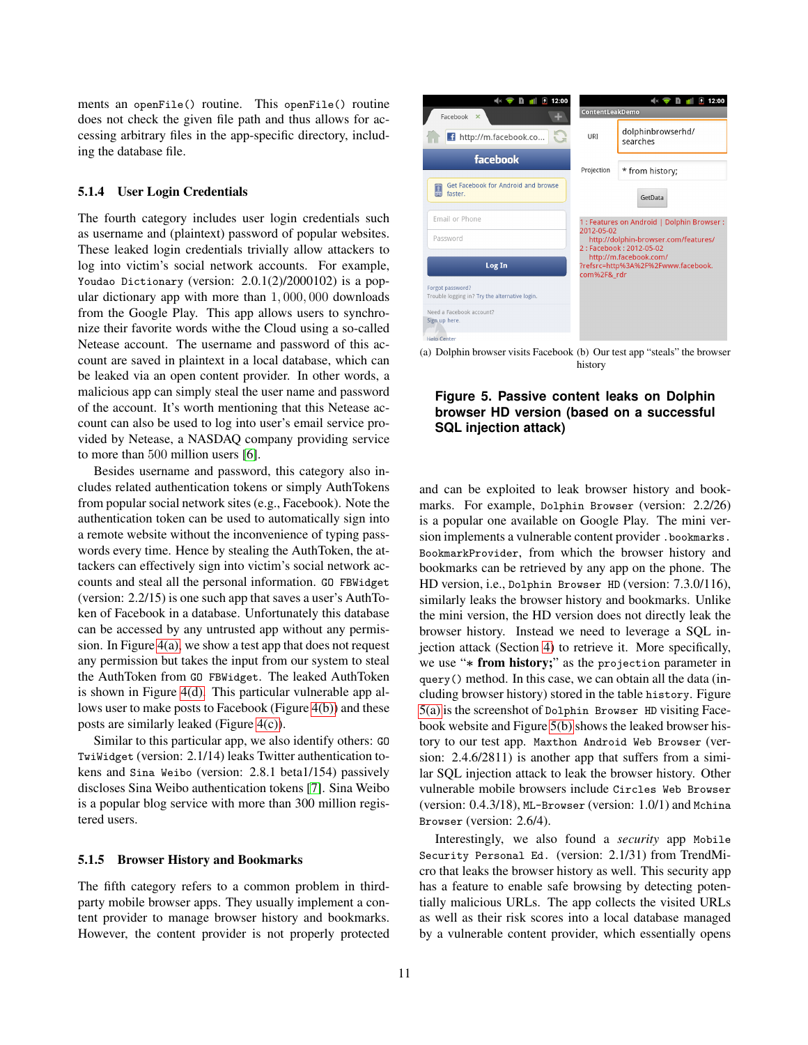ments an `openFile()` routine. This `openFile()` routine does not check the given file path and thus allows for accessing arbitrary files in the app-specific directory, including the database file.

### 5.1.4 User Login Credentials

The fourth category includes user login credentials such as username and (plaintext) password of popular websites. These leaked login credentials trivially allow attackers to log into victim's social network accounts. For example, `Youdao Dictionary` (version: 2.0.1(2)/2000102) is a popular dictionary app with more than 1,000,000 downloads from the Google Play. This app allows users to synchronize their favorite words withe the Cloud using a so-called Netease account. The username and password of this account are saved in plaintext in a local database, which can be leaked via an open content provider. In other words, a malicious app can simply steal the user name and password of the account. It's worth mentioning that this Netease account can also be used to log into user's email service provided by Netease, a NASDAQ company providing service to more than 500 million users [6].

Besides username and password, this category also includes related authentication tokens or simply AuthTokens from popular social network sites (e.g., Facebook). Note the authentication token can be used to automatically sign into a remote website without the inconvenience of typing passwords every time. Hence by stealing the AuthToken, the attackers can effectively sign into victim's social network accounts and steal all the personal information. `GO FBWidget` (version: 2.2/15) is one such app that saves a user's AuthToken of Facebook in a database. Unfortunately this database can be accessed by any untrusted app without any permission. In Figure 4(a), we show a test app that does not request any permission but takes the input from our system to steal the AuthToken from `GO FBWidget`. The leaked AuthToken is shown in Figure 4(d). This particular vulnerable app allows user to make posts to Facebook (Figure 4(b)) and these posts are similarly leaked (Figure 4(c)).

Similar to this particular app, we also identify others: `GO TwiWidget` (version: 2.1/14) leaks Twitter authentication tokens and `Sina Weibo` (version: 2.8.1 beta1/154) passively discloses Sina Weibo authentication tokens [7]. Sina Weibo is a popular blog service with more than 300 million registered users.

### 5.1.5 Browser History and Bookmarks

The fifth category refers to a common problem in third-party mobile browser apps. They usually implement a content provider to manage browser history and bookmarks. However, the content provider is not properly protected and can be exploited to leak browser history and bookmarks. For example, `Dolphin Browser` (version: 2.2/26) is a popular one available on Google Play. The mini version implements a vulnerable content provider `.bookmarks.BookmarkProvider`, from which the browser history and bookmarks can be retrieved by any app on the phone. The HD version, i.e., `Dolphin Browser HD` (version: 7.3.0/116), similarly leaks the browser history and bookmarks. Unlike the mini version, the HD version does not directly leak the browser history. Instead we need to leverage a SQL injection attack (Section 4) to retrieve it. More specifically, we use "* **from history;**" as the `projection` parameter in `query()` method. In this case, we can obtain all the data (including browser history) stored in the table `history`. Figure 5(a) is the screenshot of `Dolphin Browser HD` visiting Facebook website and Figure 5(b) shows the leaked browser history to our test app. `Maxthon Android Web Browser` (version: 2.4.6/2811) is another app that suffers from a similar SQL injection attack to leak the browser history. Other vulnerable mobile browsers include `Circles Web Browser` (version: 0.4.3/18), `ML-Browser` (version: 1.0/1) and `Mchina Browser` (version: 2.6/4).

Interestingly, we also found a *security* app `Mobile Security Personal Ed.` (version: 2.1/31) from TrendMicro that leaks the browser history as well. This security app has a feature to enable safe browsing by detecting potentially malicious URLs. The app collects the visited URLs as well as their risk scores into a local database managed by a vulnerable content provider, which essentially opens

(a) Dolphin browser visits Facebook (b) Our test app "steals" the browser history

**Figure 5. Passive content leaks on Dolphin browser HD version (based on a successful SQL injection attack)**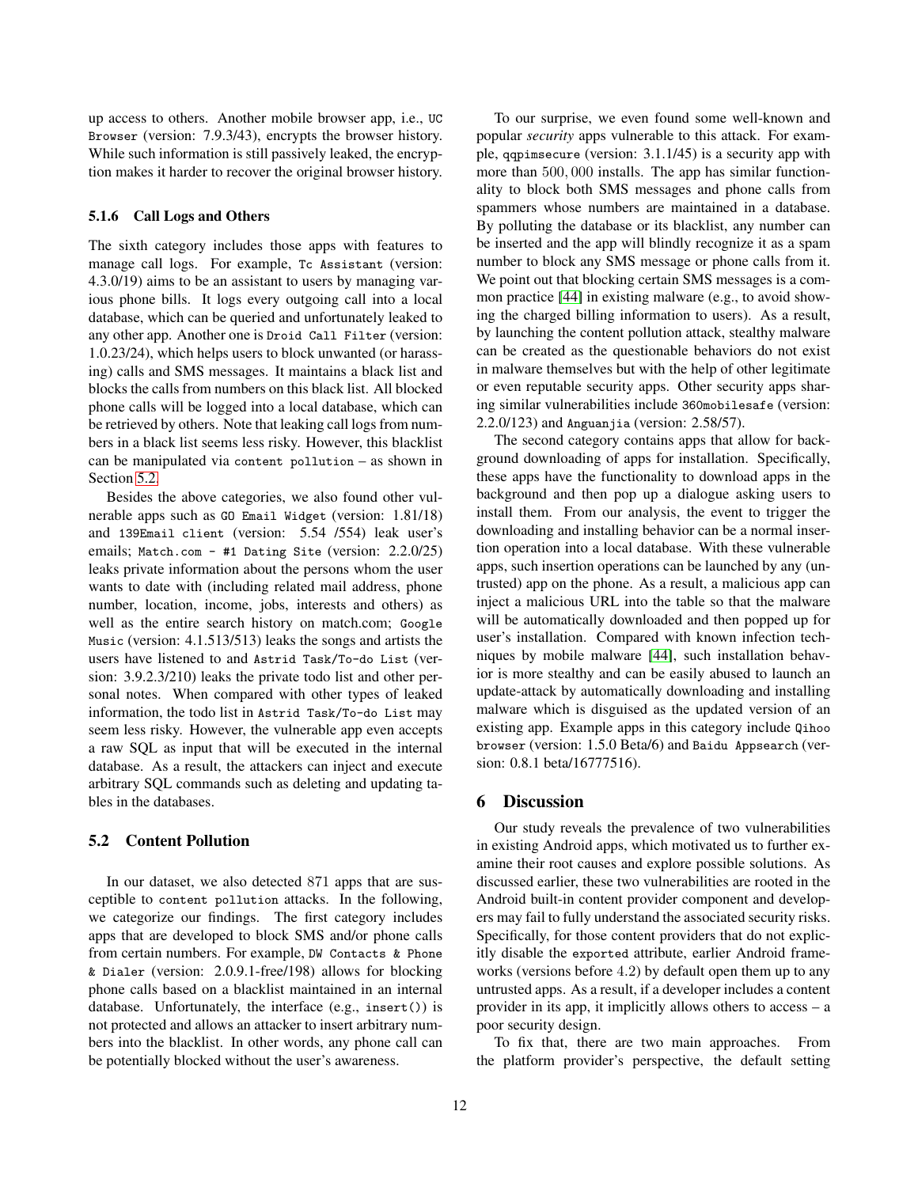up access to others. Another mobile browser app, i.e., `UC Browser` (version: 7.9.3/43), encrypts the browser history. While such information is still passively leaked, the encryption makes it harder to recover the original browser history.

#### 5.1.6 Call Logs and Others

The sixth category includes those apps with features to manage call logs. For example, `Tc Assistant` (version: 4.3.0/19) aims to be an assistant to users by managing various phone bills. It logs every outgoing call into a local database, which can be queried and unfortunately leaked to any other app. Another one is `Droid Call Filter` (version: 1.0.23/24), which helps users to block unwanted (or harassing) calls and SMS messages. It maintains a black list and blocks the calls from numbers on this black list. All blocked phone calls will be logged into a local database, which can be retrieved by others. Note that leaking call logs from numbers in a black list seems less risky. However, this blacklist can be manipulated via `content pollution` – as shown in Section 5.2.

Besides the above categories, we also found other vulnerable apps such as `GO Email Widget` (version: 1.81/18) and `139Email client` (version: 5.54 /554) leak user's emails; `Match.com - #1 Dating Site` (version: 2.2.0/25) leaks private information about the persons whom the user wants to date with (including related mail address, phone number, location, income, jobs, interests and others) as well as the entire search history on match.com; `Google Music` (version: 4.1.513/513) leaks the songs and artists the users have listened to and `Astrid Task/To-do List` (version: 3.9.2.3/210) leaks the private todo list and other personal notes. When compared with other types of leaked information, the todo list in `Astrid Task/To-do List` may seem less risky. However, the vulnerable app even accepts a raw SQL as input that will be executed in the internal database. As a result, the attackers can inject and execute arbitrary SQL commands such as deleting and updating tables in the databases.

### 5.2 Content Pollution

In our dataset, we also detected 871 apps that are susceptible to `content pollution` attacks. In the following, we categorize our findings. The first category includes apps that are developed to block SMS and/or phone calls from certain numbers. For example, `DW Contacts & Phone & Dialer` (version: 2.0.9.1-free/198) allows for blocking phone calls based on a blacklist maintained in an internal database. Unfortunately, the interface (e.g., `insert()`) is not protected and allows an attacker to insert arbitrary numbers into the blacklist. In other words, any phone call can be potentially blocked without the user's awareness.

To our surprise, we even found some well-known and popular *security* apps vulnerable to this attack. For example, `qqpimsecure` (version: 3.1.1/45) is a security app with more than 500,000 installs. The app has similar functionality to block both SMS messages and phone calls from spammers whose numbers are maintained in a database. By polluting the database or its blacklist, any number can be inserted and the app will blindly recognize it as a spam number to block any SMS message or phone calls from it. We point out that blocking certain SMS messages is a common practice [44] in existing malware (e.g., to avoid showing the charged billing information to users). As a result, by launching the content pollution attack, stealthy malware can be created as the questionable behaviors do not exist in malware themselves but with the help of other legitimate or even reputable security apps. Other security apps sharing similar vulnerabilities include `360mobilesafe` (version: 2.2.0/123) and `Anguanjia` (version: 2.58/57).

The second category contains apps that allow for background downloading of apps for installation. Specifically, these apps have the functionality to download apps in the background and then pop up a dialogue asking users to install them. From our analysis, the event to trigger the downloading and installing behavior can be a normal insertion operation into a local database. With these vulnerable apps, such insertion operations can be launched by any (untrusted) app on the phone. As a result, a malicious app can inject a malicious URL into the table so that the malware will be automatically downloaded and then popped up for user's installation. Compared with known infection techniques by mobile malware [44], such installation behavior is more stealthy and can be easily abused to launch an update-attack by automatically downloading and installing malware which is disguised as the updated version of an existing app. Example apps in this category include `Qihoo browser` (version: 1.5.0 Beta/6) and `Baidu Appsearch` (version: 0.8.1 beta/16777516).

## 6 Discussion

Our study reveals the prevalence of two vulnerabilities in existing Android apps, which motivated us to further examine their root causes and explore possible solutions. As discussed earlier, these two vulnerabilities are rooted in the Android built-in content provider component and developers may fail to fully understand the associated security risks. Specifically, for those content providers that do not explicitly disable the `exported` attribute, earlier Android frameworks (versions before 4.2) by default open them up to any untrusted apps. As a result, if a developer includes a content provider in its app, it implicitly allows others to access – a poor security design.

To fix that, there are two main approaches. From the platform provider's perspective, the default setting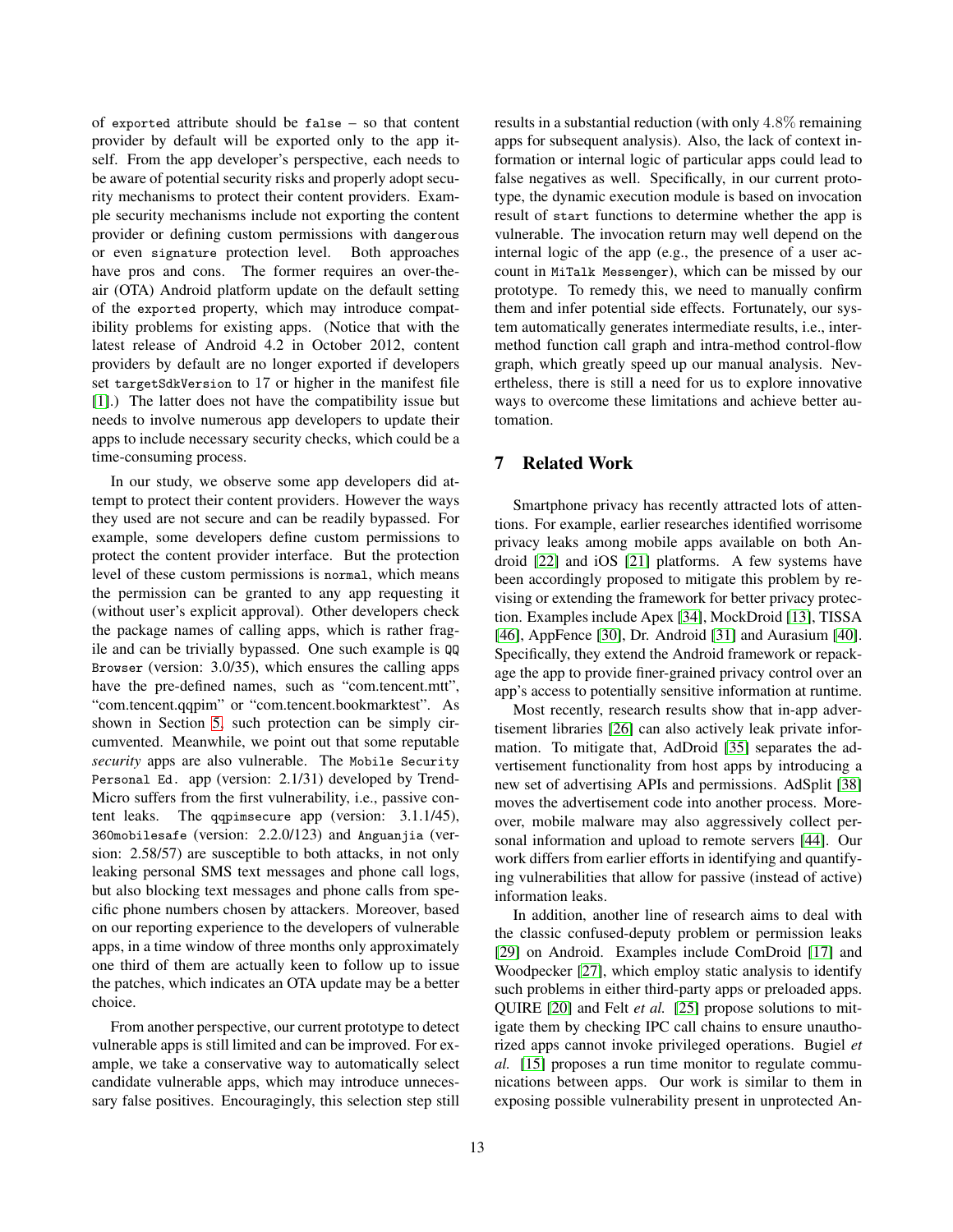of exported attribute should be false – so that content provider by default will be exported only to the app itself. From the app developer's perspective, each needs to be aware of potential security risks and properly adopt security mechanisms to protect their content providers. Example security mechanisms include not exporting the content provider or defining custom permissions with dangerous or even signature protection level. Both approaches have pros and cons. The former requires an over-the-air (OTA) Android platform update on the default setting of the exported property, which may introduce compatibility problems for existing apps. (Notice that with the latest release of Android 4.2 in October 2012, content providers by default are no longer exported if developers set targetSdkVersion to 17 or higher in the manifest file [1].) The latter does not have the compatibility issue but needs to involve numerous app developers to update their apps to include necessary security checks, which could be a time-consuming process.

In our study, we observe some app developers did attempt to protect their content providers. However the ways they used are not secure and can be readily bypassed. For example, some developers define custom permissions to protect the content provider interface. But the protection level of these custom permissions is normal, which means the permission can be granted to any app requesting it (without user's explicit approval). Other developers check the package names of calling apps, which is rather fragile and can be trivially bypassed. One such example is QQ Browser (version: 3.0/35), which ensures the calling apps have the pre-defined names, such as "com.tencent.mtt", "com.tencent.qqpim" or "com.tencent.bookmarktest". As shown in Section 5, such protection can be simply circumvented. Meanwhile, we point out that some reputable *security* apps are also vulnerable. The Mobile Security Personal Ed. app (version: 2.1/31) developed by Trend-Micro suffers from the first vulnerability, i.e., passive content leaks. The qqpimsecure app (version: 3.1.1/45), 360mobilesafe (version: 2.2.0/123) and Anguanjia (version: 2.58/57) are susceptible to both attacks, in not only leaking personal SMS text messages and phone call logs, but also blocking text messages and phone calls from specific phone numbers chosen by attackers. Moreover, based on our reporting experience to the developers of vulnerable apps, in a time window of three months only approximately one third of them are actually keen to follow up to issue the patches, which indicates an OTA update may be a better choice.

From another perspective, our current prototype to detect vulnerable apps is still limited and can be improved. For example, we take a conservative way to automatically select candidate vulnerable apps, which may introduce unnecessary false positives. Encouragingly, this selection step still results in a substantial reduction (with only $4.8\%$ remaining apps for subsequent analysis). Also, the lack of context information or internal logic of particular apps could lead to false negatives as well. Specifically, in our current prototype, the dynamic execution module is based on invocation result of start functions to determine whether the app is vulnerable. The invocation return may well depend on the internal logic of the app (e.g., the presence of a user account in MiTalk Messenger), which can be missed by our prototype. To remedy this, we need to manually confirm them and infer potential side effects. Fortunately, our system automatically generates intermediate results, i.e., inter-method function call graph and intra-method control-flow graph, which greatly speed up our manual analysis. Nevertheless, there is still a need for us to explore innovative ways to overcome these limitations and achieve better automation.

## 7 Related Work

Smartphone privacy has recently attracted lots of attentions. For example, earlier researches identified worrisome privacy leaks among mobile apps available on both Android [22] and iOS [21] platforms. A few systems have been accordingly proposed to mitigate this problem by revising or extending the framework for better privacy protection. Examples include Apex [34], MockDroid [13], TISSA [46], AppFence [30], Dr. Android [31] and Aurasium [40]. Specifically, they extend the Android framework or repackage the app to provide finer-grained privacy control over an app's access to potentially sensitive information at runtime.

Most recently, research results show that in-app advertisement libraries [26] can also actively leak private information. To mitigate that, AdDroid [35] separates the advertisement functionality from host apps by introducing a new set of advertising APIs and permissions. AdSplit [38] moves the advertisement code into another process. Moreover, mobile malware may also aggressively collect personal information and upload to remote servers [44]. Our work differs from earlier efforts in identifying and quantifying vulnerabilities that allow for passive (instead of active) information leaks.

In addition, another line of research aims to deal with the classic confused-deputy problem or permission leaks [29] on Android. Examples include ComDroid [17] and Woodpecker [27], which employ static analysis to identify such problems in either third-party apps or preloaded apps. QUIRE [20] and Felt *et al.* [25] propose solutions to mitigate them by checking IPC call chains to ensure unauthorized apps cannot invoke privileged operations. Bugiel *et al.* [15] proposes a run time monitor to regulate communications between apps. Our work is similar to them in exposing possible vulnerability present in unprotected An-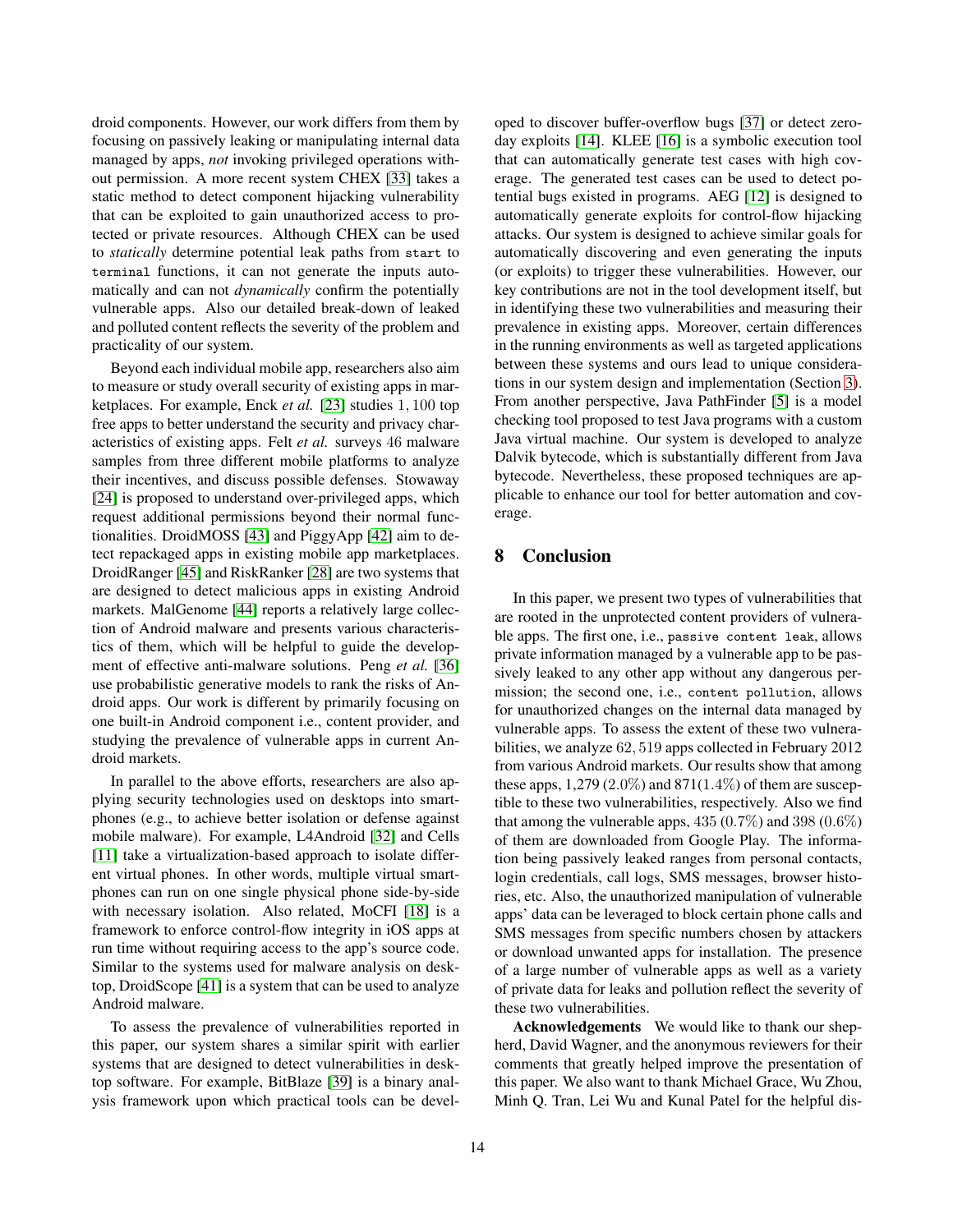droid components. However, our work differs from them by focusing on passively leaking or manipulating internal data managed by apps, *not* invoking privileged operations without permission. A more recent system CHEX [33] takes a static method to detect component hijacking vulnerability that can be exploited to gain unauthorized access to protected or private resources. Although CHEX can be used to *statically* determine potential leak paths from `start` to `terminal` functions, it can not generate the inputs automatically and can not *dynamically* confirm the potentially vulnerable apps. Also our detailed break-down of leaked and polluted content reflects the severity of the problem and practicality of our system.

Beyond each individual mobile app, researchers also aim to measure or study overall security of existing apps in marketplaces. For example, Enck *et al.* [23] studies $1,100$ top free apps to better understand the security and privacy characteristics of existing apps. Felt *et al.* surveys $46$ malware samples from three different mobile platforms to analyze their incentives, and discuss possible defenses. Stowaway [24] is proposed to understand over-privileged apps, which request additional permissions beyond their normal functionalities. DroidMOSS [43] and PiggyApp [42] aim to detect repackaged apps in existing mobile app marketplaces. DroidRanger [45] and RiskRanker [28] are two systems that are designed to detect malicious apps in existing Android markets. MalGenome [44] reports a relatively large collection of Android malware and presents various characteristics of them, which will be helpful to guide the development of effective anti-malware solutions. Peng *et al.* [36] use probabilistic generative models to rank the risks of Android apps. Our work is different by primarily focusing on one built-in Android component i.e., content provider, and studying the prevalence of vulnerable apps in current Android markets.

In parallel to the above efforts, researchers are also applying security technologies used on desktops into smartphones (e.g., to achieve better isolation or defense against mobile malware). For example, L4Android [32] and Cells [11] take a virtualization-based approach to isolate different virtual phones. In other words, multiple virtual smartphones can run on one single physical phone side-by-side with necessary isolation. Also related, MoCFI [18] is a framework to enforce control-flow integrity in iOS apps at run time without requiring access to the app's source code. Similar to the systems used for malware analysis on desktop, DroidScope [41] is a system that can be used to analyze Android malware.

To assess the prevalence of vulnerabilities reported in this paper, our system shares a similar spirit with earlier systems that are designed to detect vulnerabilities in desktop software. For example, BitBlaze [39] is a binary analysis framework upon which practical tools can be developed to discover buffer-overflow bugs [37] or detect zero-day exploits [14]. KLEE [16] is a symbolic execution tool that can automatically generate test cases with high coverage. The generated test cases can be used to detect potential bugs existed in programs. AEG [12] is designed to automatically generate exploits for control-flow hijacking attacks. Our system is designed to achieve similar goals for automatically discovering and even generating the inputs (or exploits) to trigger these vulnerabilities. However, our key contributions are not in the tool development itself, but in identifying these two vulnerabilities and measuring their prevalence in existing apps. Moreover, certain differences in the running environments as well as targeted applications between these systems and ours lead to unique considerations in our system design and implementation (Section 3). From another perspective, Java PathFinder [5] is a model checking tool proposed to test Java programs with a custom Java virtual machine. Our system is developed to analyze Dalvik bytecode, which is substantially different from Java bytecode. Nevertheless, these proposed techniques are applicable to enhance our tool for better automation and coverage.

## 8 Conclusion

In this paper, we present two types of vulnerabilities that are rooted in the unprotected content providers of vulnerable apps. The first one, i.e., `passive content leak`, allows private information managed by a vulnerable app to be passively leaked to any other app without any dangerous permission; the second one, i.e., `content pollution`, allows for unauthorized changes on the internal data managed by vulnerable apps. To assess the extent of these two vulnerabilities, we analyze $62,519$ apps collected in February 2012 from various Android markets. Our results show that among these apps, 1,279 ($2.0\%$) and 871($1.4\%$) of them are susceptible to these two vulnerabilities, respectively. Also we find that among the vulnerable apps, $435$ ($0.7\%$) and $398$ ($0.6\%$) of them are downloaded from Google Play. The information being passively leaked ranges from personal contacts, login credentials, call logs, SMS messages, browser histories, etc. Also, the unauthorized manipulation of vulnerable apps' data can be leveraged to block certain phone calls and SMS messages from specific numbers chosen by attackers or download unwanted apps for installation. The presence of a large number of vulnerable apps as well as a variety of private data for leaks and pollution reflect the severity of these two vulnerabilities.

**Acknowledgements** We would like to thank our shepherd, David Wagner, and the anonymous reviewers for their comments that greatly helped improve the presentation of this paper. We also want to thank Michael Grace, Wu Zhou, Minh Q. Tran, Lei Wu and Kunal Patel for the helpful dis-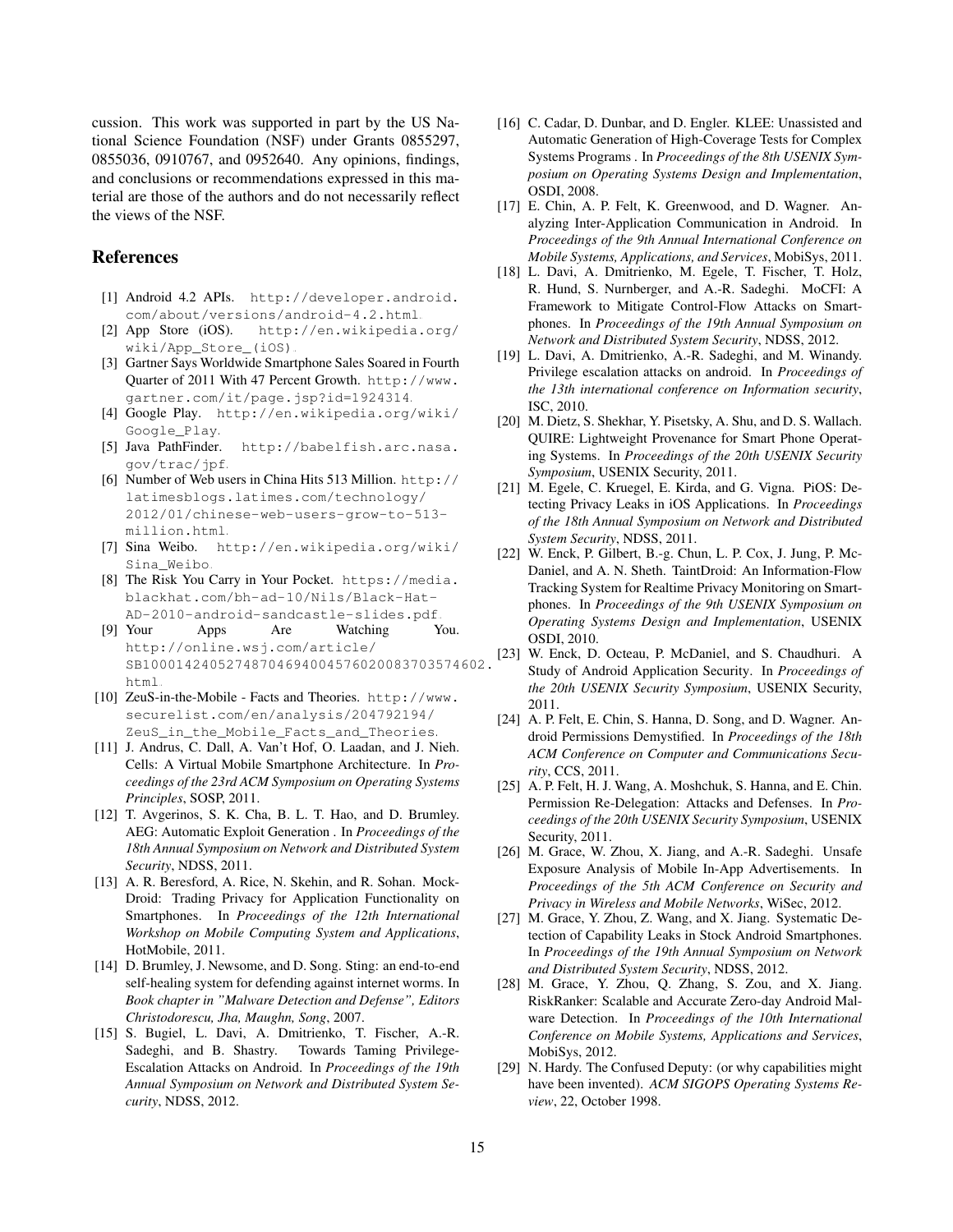cussion. This work was supported in part by the US National Science Foundation (NSF) under Grants 0855297, 0855036, 0910767, and 0952640. Any opinions, findings, and conclusions or recommendations expressed in this material are those of the authors and do not necessarily reflect the views of the NSF.

## References

[1] Android 4.2 APIs. http://developer.android.com/about/versions/android-4.2.html.

[2] App Store (iOS). http://en.wikipedia.org/wiki/App_Store_(iOS).

[3] Gartner Says Worldwide Smartphone Sales Soared in Fourth Quarter of 2011 With 47 Percent Growth. http://www.gartner.com/it/page.jsp?id=1924314.

[4] Google Play. http://en.wikipedia.org/wiki/Google_Play.

[5] Java PathFinder. http://babelfish.arc.nasa.gov/trac/jpf.

[6] Number of Web users in China Hits 513 Million. http://latimesblogs.latimes.com/technology/2012/01/chinese-web-users-grow-to-513-million.html.

[7] Sina Weibo. http://en.wikipedia.org/wiki/Sina_Weibo.

[8] The Risk You Carry in Your Pocket. https://media.blackhat.com/bh-ad-10/Nils/Black-Hat-AD-2010-android-sandcastle-slides.pdf.

[9] Your Apps Are Watching You. http://online.wsj.com/article/SB10001424052748704694004576020083703574602.html.

[10] ZeuS-in-the-Mobile - Facts and Theories. http://www.securelist.com/en/analysis/204792194/ZeuS_in_the_Mobile_Facts_and_Theories.

[11] J. Andrus, C. Dall, A. Van't Hof, O. Laadan, and J. Nieh. Cells: A Virtual Mobile Smartphone Architecture. In *Proceedings of the 23rd ACM Symposium on Operating Systems Principles*, SOSP, 2011.

[12] T. Avgerinos, S. K. Cha, B. L. T. Hao, and D. Brumley. AEG: Automatic Exploit Generation . In *Proceedings of the 18th Annual Symposium on Network and Distributed System Security*, NDSS, 2011.

[13] A. R. Beresford, A. Rice, N. Skehin, and R. Sohan. MockDroid: Trading Privacy for Application Functionality on Smartphones. In *Proceedings of the 12th International Workshop on Mobile Computing System and Applications*, HotMobile, 2011.

[14] D. Brumley, J. Newsome, and D. Song. Sting: an end-to-end self-healing system for defending against internet worms. In *Book chapter in "Malware Detection and Defense", Editors Christodorescu, Jha, Maughn, Song*, 2007.

[15] S. Bugiel, L. Davi, A. Dmitrienko, T. Fischer, A.-R. Sadeghi, and B. Shastry. Towards Taming Privilege-Escalation Attacks on Android. In *Proceedings of the 19th Annual Symposium on Network and Distributed System Security*, NDSS, 2012.

[16] C. Cadar, D. Dunbar, and D. Engler. KLEE: Unassisted and Automatic Generation of High-Coverage Tests for Complex Systems Programs . In *Proceedings of the 8th USENIX Symposium on Operating Systems Design and Implementation*, OSDI, 2008.

[17] E. Chin, A. P. Felt, K. Greenwood, and D. Wagner. Analyzing Inter-Application Communication in Android. In *Proceedings of the 9th Annual International Conference on Mobile Systems, Applications, and Services*, MobiSys, 2011.

[18] L. Davi, A. Dmitrienko, M. Egele, T. Fischer, T. Holz, R. Hund, S. Nurnberger, and A.-R. Sadeghi. MoCFI: A Framework to Mitigate Control-Flow Attacks on Smartphones. In *Proceedings of the 19th Annual Symposium on Network and Distributed System Security*, NDSS, 2012.

[19] L. Davi, A. Dmitrienko, A.-R. Sadeghi, and M. Winandy. Privilege escalation attacks on android. In *Proceedings of the 13th international conference on Information security*, ISC, 2010.

[20] M. Dietz, S. Shekhar, Y. Pisetsky, A. Shu, and D. S. Wallach. QUIRE: Lightweight Provenance for Smart Phone Operating Systems. In *Proceedings of the 20th USENIX Security Symposium*, USENIX Security, 2011.

[21] M. Egele, C. Kruegel, E. Kirda, and G. Vigna. PiOS: Detecting Privacy Leaks in iOS Applications. In *Proceedings of the 18th Annual Symposium on Network and Distributed System Security*, NDSS, 2011.

[22] W. Enck, P. Gilbert, B.-g. Chun, L. P. Cox, J. Jung, P. McDaniel, and A. N. Sheth. TaintDroid: An Information-Flow Tracking System for Realtime Privacy Monitoring on Smartphones. In *Proceedings of the 9th USENIX Symposium on Operating Systems Design and Implementation*, USENIX OSDI, 2010.

[23] W. Enck, D. Octeau, P. McDaniel, and S. Chaudhuri. A Study of Android Application Security. In *Proceedings of the 20th USENIX Security Symposium*, USENIX Security, 2011.

[24] A. P. Felt, E. Chin, S. Hanna, D. Song, and D. Wagner. Android Permissions Demystified. In *Proceedings of the 18th ACM Conference on Computer and Communications Security*, CCS, 2011.

[25] A. P. Felt, H. J. Wang, A. Moshchuk, S. Hanna, and E. Chin. Permission Re-Delegation: Attacks and Defenses. In *Proceedings of the 20th USENIX Security Symposium*, USENIX Security, 2011.

[26] M. Grace, W. Zhou, X. Jiang, and A.-R. Sadeghi. Unsafe Exposure Analysis of Mobile In-App Advertisements. In *Proceedings of the 5th ACM Conference on Security and Privacy in Wireless and Mobile Networks*, WiSec, 2012.

[27] M. Grace, Y. Zhou, Z. Wang, and X. Jiang. Systematic Detection of Capability Leaks in Stock Android Smartphones. In *Proceedings of the 19th Annual Symposium on Network and Distributed System Security*, NDSS, 2012.

[28] M. Grace, Y. Zhou, Q. Zhang, S. Zou, and X. Jiang. RiskRanker: Scalable and Accurate Zero-day Android Malware Detection. In *Proceedings of the 10th International Conference on Mobile Systems, Applications and Services*, MobiSys, 2012.

[29] N. Hardy. The Confused Deputy: (or why capabilities might have been invented). *ACM SIGOPS Operating Systems Review*, 22, October 1998.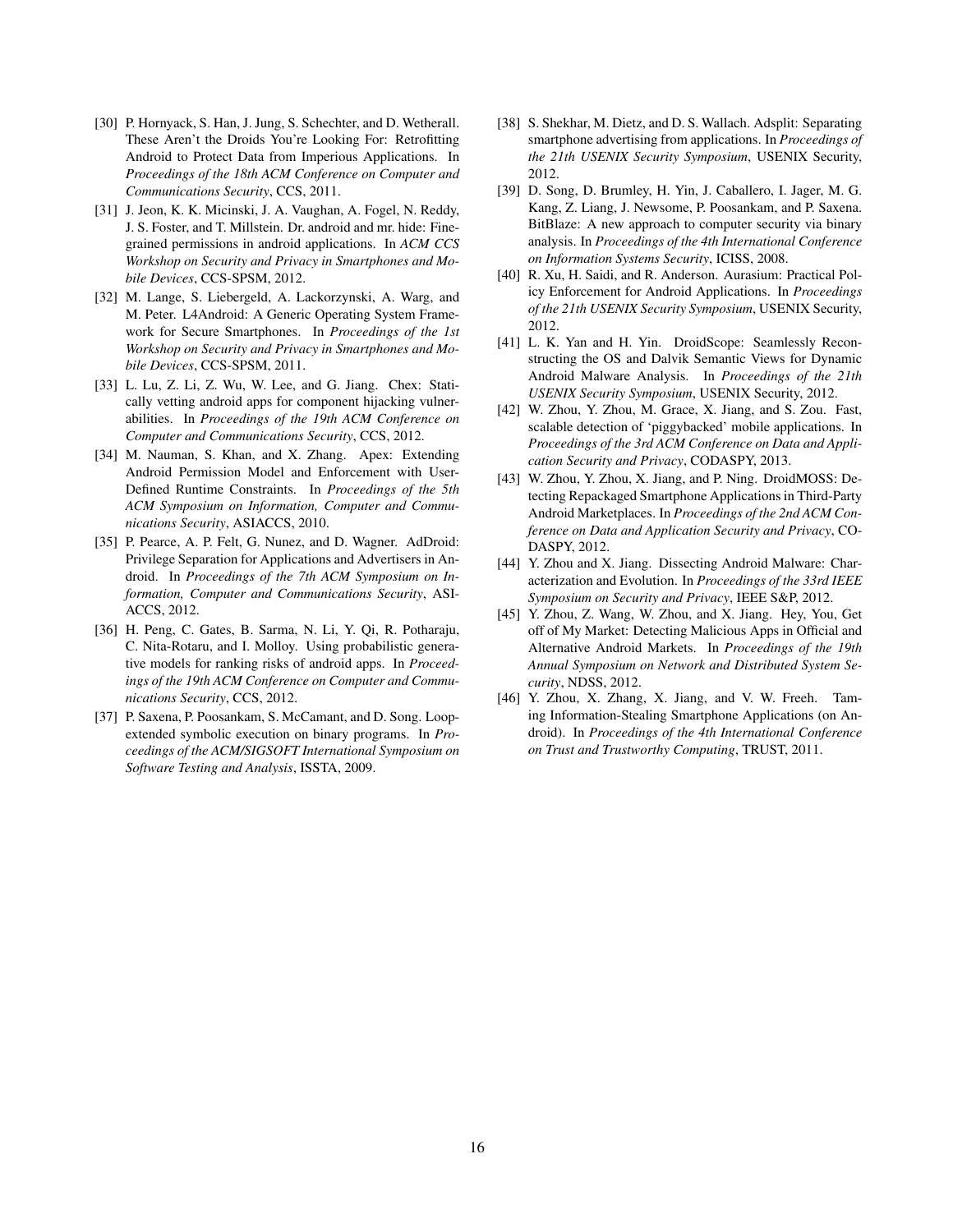[30] P. Hornyack, S. Han, J. Jung, S. Schechter, and D. Wetherall. These Aren't the Droids You're Looking For: Retrofitting Android to Protect Data from Imperious Applications. In *Proceedings of the 18th ACM Conference on Computer and Communications Security*, CCS, 2011.

[31] J. Jeon, K. K. Micinski, J. A. Vaughan, A. Fogel, N. Reddy, J. S. Foster, and T. Millstein. Dr. android and mr. hide: Fine-grained permissions in android applications. In *ACM CCS Workshop on Security and Privacy in Smartphones and Mobile Devices*, CCS-SPSM, 2012.

[32] M. Lange, S. Liebergeld, A. Lackorzynski, A. Warg, and M. Peter. L4Android: A Generic Operating System Framework for Secure Smartphones. In *Proceedings of the 1st Workshop on Security and Privacy in Smartphones and Mobile Devices*, CCS-SPSM, 2011.

[33] L. Lu, Z. Li, Z. Wu, W. Lee, and G. Jiang. Chex: Statically vetting android apps for component hijacking vulnerabilities. In *Proceedings of the 19th ACM Conference on Computer and Communications Security*, CCS, 2012.

[34] M. Nauman, S. Khan, and X. Zhang. Apex: Extending Android Permission Model and Enforcement with User-Defined Runtime Constraints. In *Proceedings of the 5th ACM Symposium on Information, Computer and Communications Security*, ASIACCS, 2010.

[35] P. Pearce, A. P. Felt, G. Nunez, and D. Wagner. AdDroid: Privilege Separation for Applications and Advertisers in Android. In *Proceedings of the 7th ACM Symposium on Information, Computer and Communications Security*, ASIACCS, 2012.

[36] H. Peng, C. Gates, B. Sarma, N. Li, Y. Qi, R. Potharaju, C. Nita-Rotaru, and I. Molloy. Using probabilistic generative models for ranking risks of android apps. In *Proceedings of the 19th ACM Conference on Computer and Communications Security*, CCS, 2012.

[37] P. Saxena, P. Poosankam, S. McCamant, and D. Song. Loop-extended symbolic execution on binary programs. In *Proceedings of the ACM/SIGSOFT International Symposium on Software Testing and Analysis*, ISSTA, 2009.

[38] S. Shekhar, M. Dietz, and D. S. Wallach. Adsplit: Separating smartphone advertising from applications. In *Proceedings of the 21th USENIX Security Symposium*, USENIX Security, 2012.

[39] D. Song, D. Brumley, H. Yin, J. Caballero, I. Jager, M. G. Kang, Z. Liang, J. Newsome, P. Poosankam, and P. Saxena. BitBlaze: A new approach to computer security via binary analysis. In *Proceedings of the 4th International Conference on Information Systems Security*, ICISS, 2008.

[40] R. Xu, H. Saidi, and R. Anderson. Aurasium: Practical Policy Enforcement for Android Applications. In *Proceedings of the 21th USENIX Security Symposium*, USENIX Security, 2012.

[41] L. K. Yan and H. Yin. DroidScope: Seamlessly Reconstructing the OS and Dalvik Semantic Views for Dynamic Android Malware Analysis. In *Proceedings of the 21th USENIX Security Symposium*, USENIX Security, 2012.

[42] W. Zhou, Y. Zhou, M. Grace, X. Jiang, and S. Zou. Fast, scalable detection of 'piggybacked' mobile applications. In *Proceedings of the 3rd ACM Conference on Data and Application Security and Privacy*, CODASPY, 2013.

[43] W. Zhou, Y. Zhou, X. Jiang, and P. Ning. DroidMOSS: Detecting Repackaged Smartphone Applications in Third-Party Android Marketplaces. In *Proceedings of the 2nd ACM Conference on Data and Application Security and Privacy*, CODASPY, 2012.

[44] Y. Zhou and X. Jiang. Dissecting Android Malware: Characterization and Evolution. In *Proceedings of the 33rd IEEE Symposium on Security and Privacy*, IEEE S&P, 2012.

[45] Y. Zhou, Z. Wang, W. Zhou, and X. Jiang. Hey, You, Get off of My Market: Detecting Malicious Apps in Official and Alternative Android Markets. In *Proceedings of the 19th Annual Symposium on Network and Distributed System Security*, NDSS, 2012.

[46] Y. Zhou, X. Zhang, X. Jiang, and V. W. Freeh. Taming Information-Stealing Smartphone Applications (on Android). In *Proceedings of the 4th International Conference on Trust and Trustworthy Computing*, TRUST, 2011.